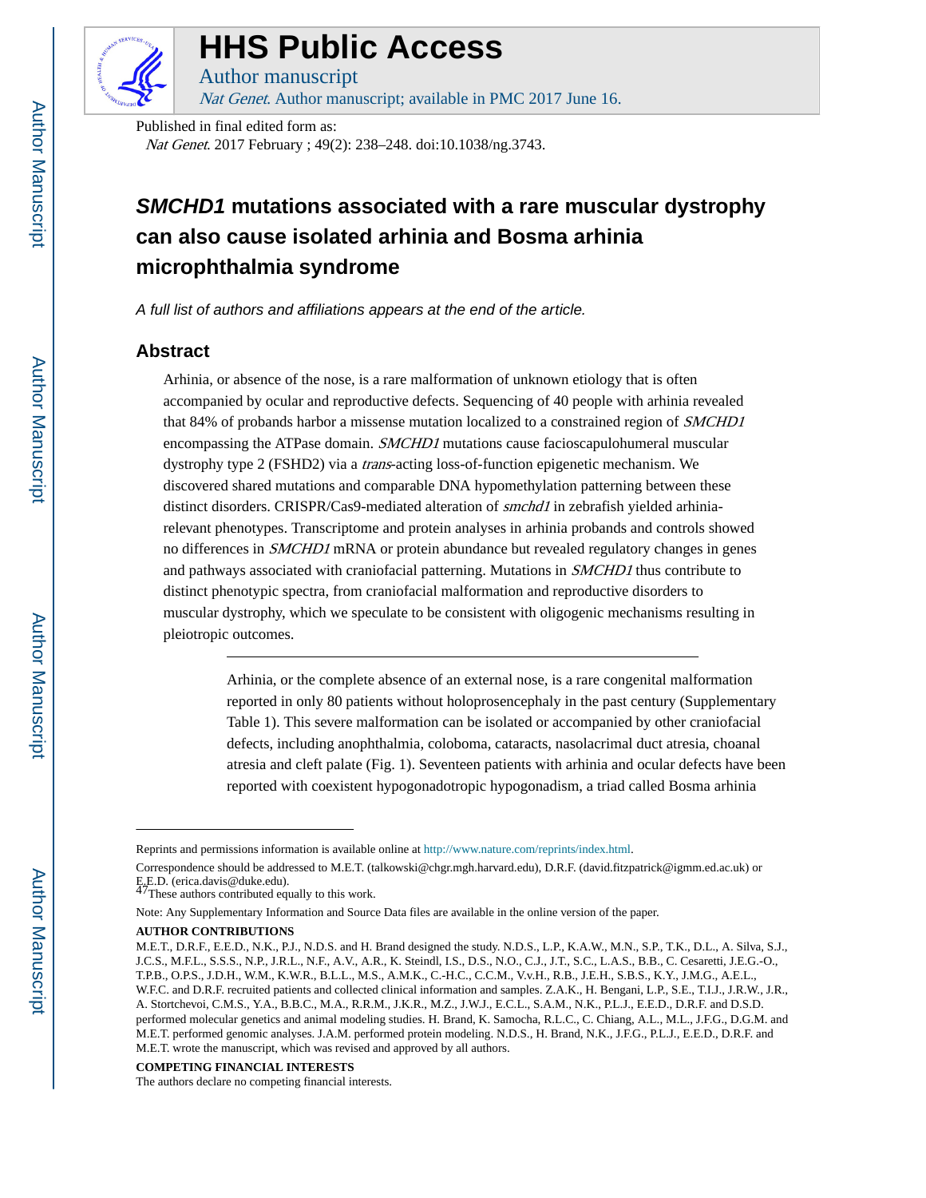# *SMCHD1* mutations associated with a rare muscular dystrophy can also cause isolated arhinia and Bosma arhinia microphthalmia syndrome

*A full list of authors and affiliations appears at the end of the article.*

## Abstract

Arhinia, or absence of the nose, is a rare malformation of unknown etiology that is often accompanied by ocular and reproductive defects. Sequencing of 40 people with arhinia revealed that 84% of probands harbor a missense mutation localized to a constrained region of *SMCHD1* encompassing the ATPase domain. *SMCHD1* mutations cause facioscapulohumeral muscular dystrophy type 2 (FSHD2) via a *trans*-acting loss-of-function epigenetic mechanism. We discovered shared mutations and comparable DNA hypomethylation patterning between these distinct disorders. CRISPR/Cas9-mediated alteration of *smchd1* in zebrafish yielded arhinia-relevant phenotypes. Transcriptome and protein analyses in arhinia probands and controls showed no differences in *SMCHD1* mRNA or protein abundance but revealed regulatory changes in genes and pathways associated with craniofacial patterning. Mutations in *SMCHD1* thus contribute to distinct phenotypic spectra, from craniofacial malformation and reproductive disorders to muscular dystrophy, which we speculate to be consistent with oligogenic mechanisms resulting in pleiotropic outcomes.

---

Arhinia, or the complete absence of an external nose, is a rare congenital malformation reported in only 80 patients without holoprosencephaly in the past century (Supplementary Table 1). This severe malformation can be isolated or accompanied by other craniofacial defects, including anophthalmia, coloboma, cataracts, nasolacrimal duct atresia, choanal atresia and cleft palate (Fig. 1). Seventeen patients with arhinia and ocular defects have been reported with coexistent hypogonadotropic hypogonadism, a triad called Bosma arhinia

---

Reprints and permissions information is available online at http://www.nature.com/reprints/index.html.

Correspondence should be addressed to M.E.T. (talkowski@chgr.mgh.harvard.edu), D.R.F. (david.fitzpatrick@igmm.ed.ac.uk) or E.E.D. (erica.davis@duke.edu).

[47]These authors contributed equally to this work.

Note: Any Supplementary Information and Source Data files are available in the online version of the paper.

**AUTHOR CONTRIBUTIONS**

M.E.T., D.R.F., E.E.D., N.K., P.J., N.D.S. and H. Brand designed the study. N.D.S., L.P., K.A.W., M.N., S.P., T.K., D.L., A. Silva, S.J., J.C.S., M.F.L., S.S.S., N.P., J.R.L., N.F., A.V., A.R., K. Steindl, I.S., D.S., N.O., C.J., J.T., S.C., L.A.S., B.B., C. Cesaretti, J.E.G.-O., T.P.B., O.P.S., J.D.H., W.M., K.W.R., B.L.L., M.S., A.M.K., C.-H.C., C.C.M., V.v.H., R.B., J.E.H., S.B.S., K.Y., J.M.G., A.E.L., W.F.C. and D.R.F. recruited patients and collected clinical information and samples. Z.A.K., H. Bengani, L.P., S.E., T.I.J., J.R.W., J.R., A. Stortchevoi, C.M.S., Y.A., B.B.C., M.A., R.R.M., J.K.R., M.Z., J.W.J., E.C.L., S.A.M., N.K., P.L.J., E.E.D., D.R.F. and D.S.D. performed molecular genetics and animal modeling studies. H. Brand, K. Samocha, R.L.C., C. Chiang, A.L., M.L., J.F.G., D.G.M. and M.E.T. performed genomic analyses. J.A.M. performed protein modeling. N.D.S., H. Brand, N.K., J.F.G., P.L.J., E.E.D., D.R.F. and M.E.T. wrote the manuscript, which was revised and approved by all authors.

**COMPETING FINANCIAL INTERESTS**

The authors declare no competing financial interests.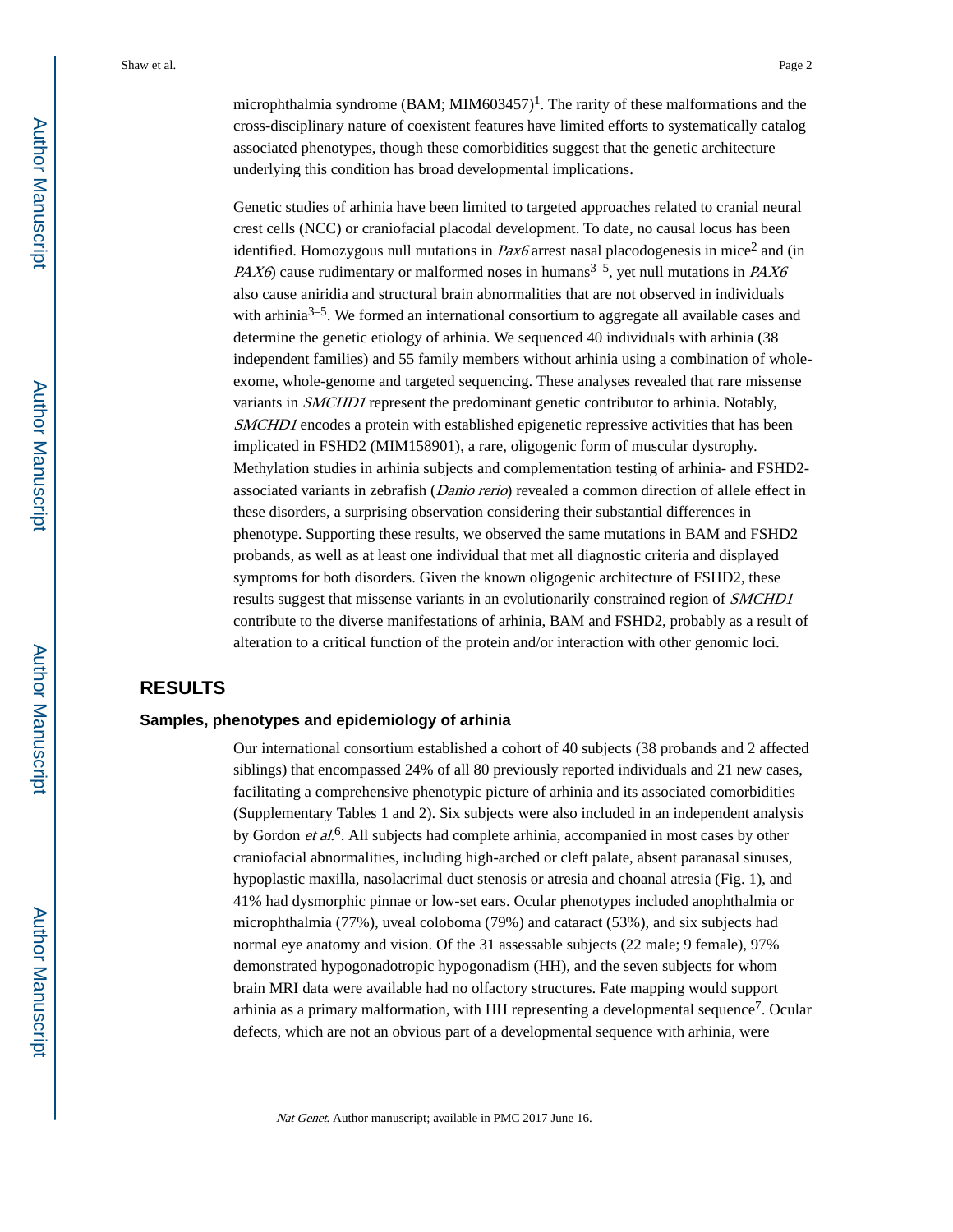microphthalmia syndrome (BAM; MIM603457)[1]. The rarity of these malformations and the cross-disciplinary nature of coexistent features have limited efforts to systematically catalog associated phenotypes, though these comorbidities suggest that the genetic architecture underlying this condition has broad developmental implications.

Genetic studies of arhinia have been limited to targeted approaches related to cranial neural crest cells (NCC) or craniofacial placodal development. To date, no causal locus has been identified. Homozygous null mutations in *Pax6* arrest nasal placodogenesis in mice[2] and (in *PAX6*) cause rudimentary or malformed noses in humans[3–5], yet null mutations in *PAX6* also cause aniridia and structural brain abnormalities that are not observed in individuals with arhinia[3–5]. We formed an international consortium to aggregate all available cases and determine the genetic etiology of arhinia. We sequenced 40 individuals with arhinia (38 independent families) and 55 family members without arhinia using a combination of whole-exome, whole-genome and targeted sequencing. These analyses revealed that rare missense variants in *SMCHD1* represent the predominant genetic contributor to arhinia. Notably, *SMCHD1* encodes a protein with established epigenetic repressive activities that has been implicated in FSHD2 (MIM158901), a rare, oligogenic form of muscular dystrophy. Methylation studies in arhinia subjects and complementation testing of arhinia- and FSHD2-associated variants in zebrafish (*Danio rerio*) revealed a common direction of allele effect in these disorders, a surprising observation considering their substantial differences in phenotype. Supporting these results, we observed the same mutations in BAM and FSHD2 probands, as well as at least one individual that met all diagnostic criteria and displayed symptoms for both disorders. Given the known oligogenic architecture of FSHD2, these results suggest that missense variants in an evolutionarily constrained region of *SMCHD1* contribute to the diverse manifestations of arhinia, BAM and FSHD2, probably as a result of alteration to a critical function of the protein and/or interaction with other genomic loci.

# RESULTS

## Samples, phenotypes and epidemiology of arhinia

Our international consortium established a cohort of 40 subjects (38 probands and 2 affected siblings) that encompassed 24% of all 80 previously reported individuals and 21 new cases, facilitating a comprehensive phenotypic picture of arhinia and its associated comorbidities (Supplementary Tables 1 and 2). Six subjects were also included in an independent analysis by Gordon *et al.*[6]. All subjects had complete arhinia, accompanied in most cases by other craniofacial abnormalities, including high-arched or cleft palate, absent paranasal sinuses, hypoplastic maxilla, nasolacrimal duct stenosis or atresia and choanal atresia (Fig. 1), and 41% had dysmorphic pinnae or low-set ears. Ocular phenotypes included anophthalmia or microphthalmia (77%), uveal coloboma (79%) and cataract (53%), and six subjects had normal eye anatomy and vision. Of the 31 assessable subjects (22 male; 9 female), 97% demonstrated hypogonadotropic hypogonadism (HH), and the seven subjects for whom brain MRI data were available had no olfactory structures. Fate mapping would support arhinia as a primary malformation, with HH representing a developmental sequence[7]. Ocular defects, which are not an obvious part of a developmental sequence with arhinia, were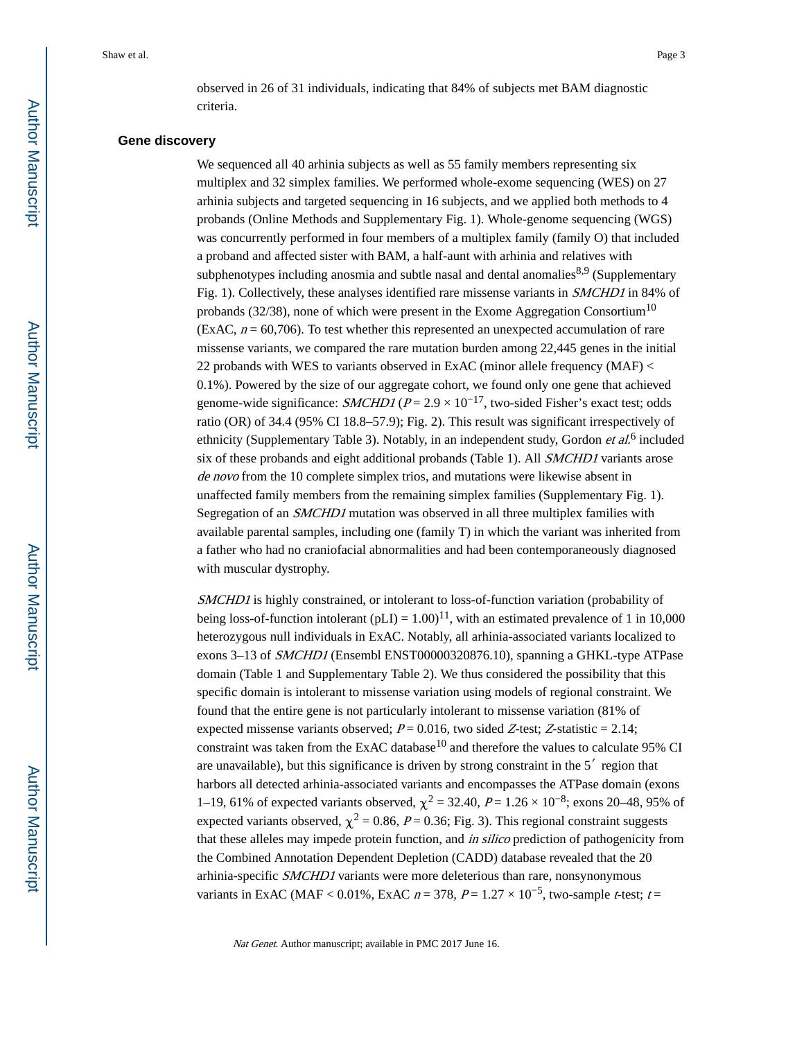observed in 26 of 31 individuals, indicating that 84% of subjects met BAM diagnostic criteria.

## Gene discovery

We sequenced all 40 arhinia subjects as well as 55 family members representing six multiplex and 32 simplex families. We performed whole-exome sequencing (WES) on 27 arhinia subjects and targeted sequencing in 16 subjects, and we applied both methods to 4 probands (Online Methods and Supplementary Fig. 1). Whole-genome sequencing (WGS) was concurrently performed in four members of a multiplex family (family O) that included a proband and affected sister with BAM, a half-aunt with arhinia and relatives with subphenotypes including anosmia and subtle nasal and dental anomalies[8,9] (Supplementary Fig. 1). Collectively, these analyses identified rare missense variants in *SMCHD1* in 84% of probands (32/38), none of which were present in the Exome Aggregation Consortium[10] (ExAC, $n = 60,706$). To test whether this represented an unexpected accumulation of rare missense variants, we compared the rare mutation burden among 22,445 genes in the initial 22 probands with WES to variants observed in ExAC (minor allele frequency (MAF) < 0.1%). Powered by the size of our aggregate cohort, we found only one gene that achieved genome-wide significance: *SMCHD1* ($P = 2.9 \times 10^{-17}$, two-sided Fisher's exact test; odds ratio (OR) of 34.4 (95% CI 18.8–57.9); Fig. 2). This result was significant irrespectively of ethnicity (Supplementary Table 3). Notably, in an independent study, Gordon *et al.*[6] included six of these probands and eight additional probands (Table 1). All *SMCHD1* variants arose *de novo* from the 10 complete simplex trios, and mutations were likewise absent in unaffected family members from the remaining simplex families (Supplementary Fig. 1). Segregation of an *SMCHD1* mutation was observed in all three multiplex families with available parental samples, including one (family T) in which the variant was inherited from a father who had no craniofacial abnormalities and had been contemporaneously diagnosed with muscular dystrophy.

*SMCHD1* is highly constrained, or intolerant to loss-of-function variation (probability of being loss-of-function intolerant (pLI) = 1.00)[11], with an estimated prevalence of 1 in 10,000 heterozygous null individuals in ExAC. Notably, all arhinia-associated variants localized to exons 3–13 of *SMCHD1* (Ensembl ENST00000320876.10), spanning a GHKL-type ATPase domain (Table 1 and Supplementary Table 2). We thus considered the possibility that this specific domain is intolerant to missense variation using models of regional constraint. We found that the entire gene is not particularly intolerant to missense variation (81% of expected missense variants observed; $P = 0.016$, two sided $Z$-test; $Z$-statistic = 2.14; constraint was taken from the ExAC database[10] and therefore the values to calculate 95% CI are unavailable), but this significance is driven by strong constraint in the 5′ region that harbors all detected arhinia-associated variants and encompasses the ATPase domain (exons 1–19, 61% of expected variants observed, $\chi^2 = 32.40$, $P = 1.26 \times 10^{-8}$; exons 20–48, 95% of expected variants observed, $\chi^2 = 0.86$, $P = 0.36$; Fig. 3). This regional constraint suggests that these alleles may impede protein function, and *in silico* prediction of pathogenicity from the Combined Annotation Dependent Depletion (CADD) database revealed that the 20 arhinia-specific *SMCHD1* variants were more deleterious than rare, nonsynonymous variants in ExAC (MAF < 0.01%, ExAC $n = 378$, $P = 1.27 \times 10^{-5}$, two-sample $t$-test; $t =$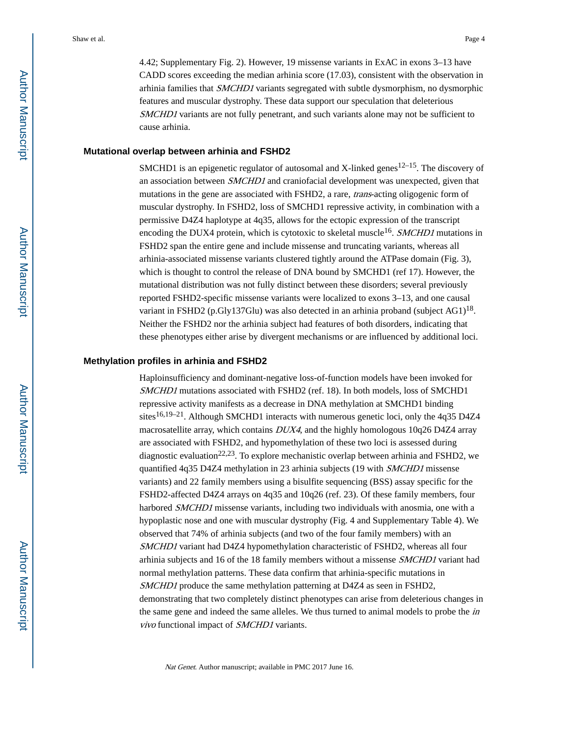4.42; Supplementary Fig. 2). However, 19 missense variants in ExAC in exons 3–13 have CADD scores exceeding the median arhinia score (17.03), consistent with the observation in arhinia families that *SMCHD1* variants segregated with subtle dysmorphism, no dysmorphic features and muscular dystrophy. These data support our speculation that deleterious *SMCHD1* variants are not fully penetrant, and such variants alone may not be sufficient to cause arhinia.

## Mutational overlap between arhinia and FSHD2

SMCHD1 is an epigenetic regulator of autosomal and X-linked genes[12–15]. The discovery of an association between *SMCHD1* and craniofacial development was unexpected, given that mutations in the gene are associated with FSHD2, a rare, *trans*-acting oligogenic form of muscular dystrophy. In FSHD2, loss of SMCHD1 repressive activity, in combination with a permissive D4Z4 haplotype at 4q35, allows for the ectopic expression of the transcript encoding the DUX4 protein, which is cytotoxic to skeletal muscle[16]. *SMCHD1* mutations in FSHD2 span the entire gene and include missense and truncating variants, whereas all arhinia-associated missense variants clustered tightly around the ATPase domain (Fig. 3), which is thought to control the release of DNA bound by SMCHD1 (ref 17). However, the mutational distribution was not fully distinct between these disorders; several previously reported FSHD2-specific missense variants were localized to exons 3–13, and one causal variant in FSHD2 (p.Gly137Glu) was also detected in an arhinia proband (subject AG1)[18]. Neither the FSHD2 nor the arhinia subject had features of both disorders, indicating that these phenotypes either arise by divergent mechanisms or are influenced by additional loci.

## Methylation profiles in arhinia and FSHD2

Haploinsufficiency and dominant-negative loss-of-function models have been invoked for *SMCHD1* mutations associated with FSHD2 (ref. 18). In both models, loss of SMCHD1 repressive activity manifests as a decrease in DNA methylation at SMCHD1 binding sites[16,19–21]. Although SMCHD1 interacts with numerous genetic loci, only the 4q35 D4Z4 macrosatellite array, which contains *DUX4*, and the highly homologous 10q26 D4Z4 array are associated with FSHD2, and hypomethylation of these two loci is assessed during diagnostic evaluation[22,23]. To explore mechanistic overlap between arhinia and FSHD2, we quantified 4q35 D4Z4 methylation in 23 arhinia subjects (19 with *SMCHD1* missense variants) and 22 family members using a bisulfite sequencing (BSS) assay specific for the FSHD2-affected D4Z4 arrays on 4q35 and 10q26 (ref. 23). Of these family members, four harbored *SMCHD1* missense variants, including two individuals with anosmia, one with a hypoplastic nose and one with muscular dystrophy (Fig. 4 and Supplementary Table 4). We observed that 74% of arhinia subjects (and two of the four family members) with an *SMCHD1* variant had D4Z4 hypomethylation characteristic of FSHD2, whereas all four arhinia subjects and 16 of the 18 family members without a missense *SMCHD1* variant had normal methylation patterns. These data confirm that arhinia-specific mutations in *SMCHD1* produce the same methylation patterning at D4Z4 as seen in FSHD2, demonstrating that two completely distinct phenotypes can arise from deleterious changes in the same gene and indeed the same alleles. We thus turned to animal models to probe the *in vivo* functional impact of *SMCHD1* variants.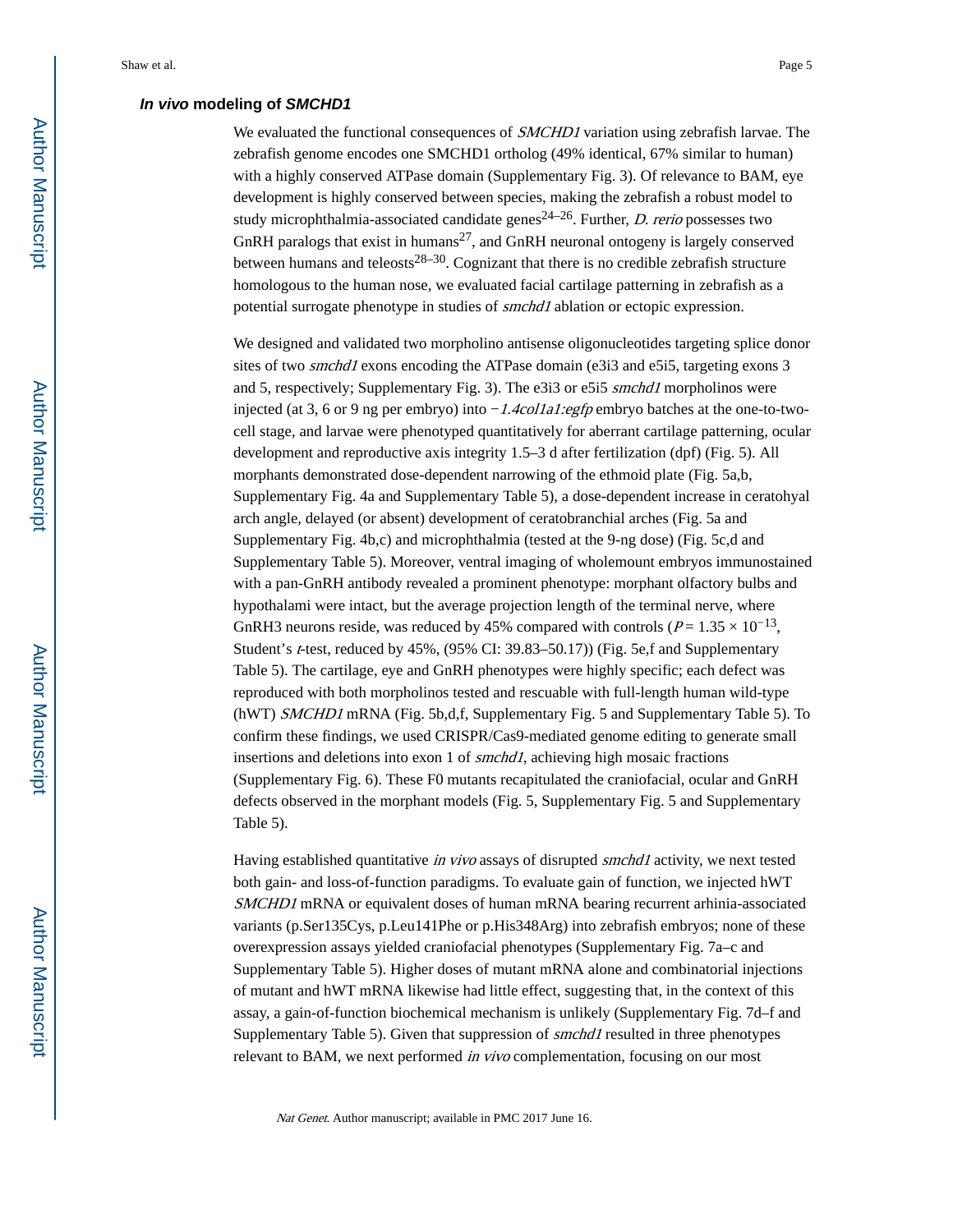### *In vivo* modeling of *SMCHD1*

We evaluated the functional consequences of *SMCHD1* variation using zebrafish larvae. The zebrafish genome encodes one SMCHD1 ortholog (49% identical, 67% similar to human) with a highly conserved ATPase domain (Supplementary Fig. 3). Of relevance to BAM, eye development is highly conserved between species, making the zebrafish a robust model to study microphthalmia-associated candidate genes[24–26]. Further, *D. rerio* possesses two GnRH paralogs that exist in humans[27], and GnRH neuronal ontogeny is largely conserved between humans and teleosts[28–30]. Cognizant that there is no credible zebrafish structure homologous to the human nose, we evaluated facial cartilage patterning in zebrafish as a potential surrogate phenotype in studies of *smchd1* ablation or ectopic expression.

We designed and validated two morpholino antisense oligonucleotides targeting splice donor sites of two *smchd1* exons encoding the ATPase domain (e3i3 and e5i5, targeting exons 3 and 5, respectively; Supplementary Fig. 3). The e3i3 or e5i5 *smchd1* morpholinos were injected (at 3, 6 or 9 ng per embryo) into *−1.4col1a1:egfp* embryo batches at the one-to-two-cell stage, and larvae were phenotyped quantitatively for aberrant cartilage patterning, ocular development and reproductive axis integrity 1.5–3 d after fertilization (dpf) (Fig. 5). All morphants demonstrated dose-dependent narrowing of the ethmoid plate (Fig. 5a,b, Supplementary Fig. 4a and Supplementary Table 5), a dose-dependent increase in ceratohyal arch angle, delayed (or absent) development of ceratobranchial arches (Fig. 5a and Supplementary Fig. 4b,c) and microphthalmia (tested at the 9-ng dose) (Fig. 5c,d and Supplementary Table 5). Moreover, ventral imaging of wholemount embryos immunostained with a pan-GnRH antibody revealed a prominent phenotype: morphant olfactory bulbs and hypothalami were intact, but the average projection length of the terminal nerve, where GnRH3 neurons reside, was reduced by 45% compared with controls ($P = 1.35 \times 10^{-13}$, Student's *t*-test, reduced by 45%, (95% CI: 39.83–50.17)) (Fig. 5e,f and Supplementary Table 5). The cartilage, eye and GnRH phenotypes were highly specific; each defect was reproduced with both morpholinos tested and rescuable with full-length human wild-type (hWT) *SMCHD1* mRNA (Fig. 5b,d,f, Supplementary Fig. 5 and Supplementary Table 5). To confirm these findings, we used CRISPR/Cas9-mediated genome editing to generate small insertions and deletions into exon 1 of *smchd1*, achieving high mosaic fractions (Supplementary Fig. 6). These F0 mutants recapitulated the craniofacial, ocular and GnRH defects observed in the morphant models (Fig. 5, Supplementary Fig. 5 and Supplementary Table 5).

Having established quantitative *in vivo* assays of disrupted *smchd1* activity, we next tested both gain- and loss-of-function paradigms. To evaluate gain of function, we injected hWT *SMCHD1* mRNA or equivalent doses of human mRNA bearing recurrent arhinia-associated variants (p.Ser135Cys, p.Leu141Phe or p.His348Arg) into zebrafish embryos; none of these overexpression assays yielded craniofacial phenotypes (Supplementary Fig. 7a–c and Supplementary Table 5). Higher doses of mutant mRNA alone and combinatorial injections of mutant and hWT mRNA likewise had little effect, suggesting that, in the context of this assay, a gain-of-function biochemical mechanism is unlikely (Supplementary Fig. 7d–f and Supplementary Table 5). Given that suppression of *smchd1* resulted in three phenotypes relevant to BAM, we next performed *in vivo* complementation, focusing on our most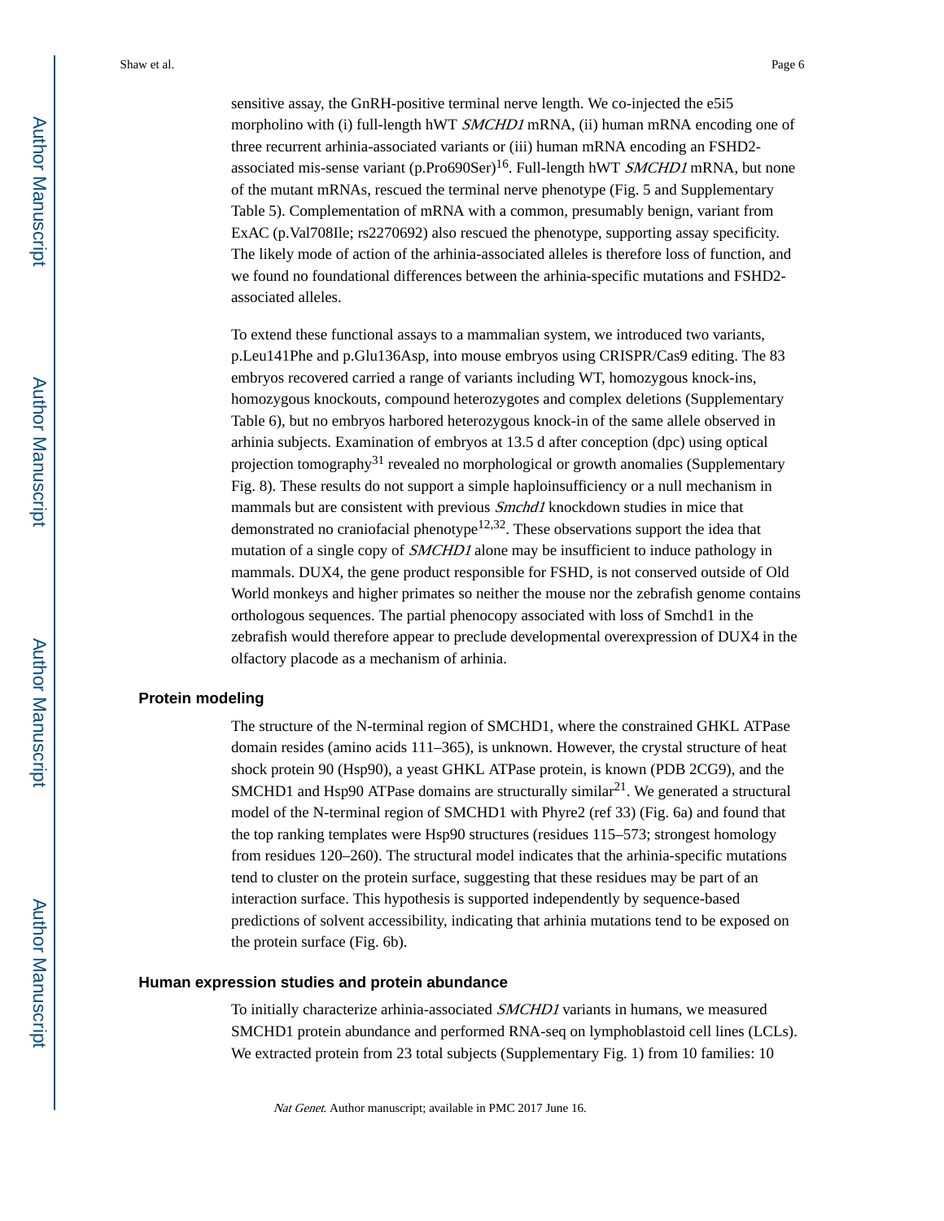sensitive assay, the GnRH-positive terminal nerve length. We co-injected the e5i5 morpholino with (i) full-length hWT *SMCHD1* mRNA, (ii) human mRNA encoding one of three recurrent arhinia-associated variants or (iii) human mRNA encoding an FSHD2-associated mis-sense variant (p.Pro690Ser)[16]. Full-length hWT *SMCHD1* mRNA, but none of the mutant mRNAs, rescued the terminal nerve phenotype (Fig. 5 and Supplementary Table 5). Complementation of mRNA with a common, presumably benign, variant from ExAC (p.Val708Ile; rs2270692) also rescued the phenotype, supporting assay specificity. The likely mode of action of the arhinia-associated alleles is therefore loss of function, and we found no foundational differences between the arhinia-specific mutations and FSHD2-associated alleles.

To extend these functional assays to a mammalian system, we introduced two variants, p.Leu141Phe and p.Glu136Asp, into mouse embryos using CRISPR/Cas9 editing. The 83 embryos recovered carried a range of variants including WT, homozygous knock-ins, homozygous knockouts, compound heterozygotes and complex deletions (Supplementary Table 6), but no embryos harbored heterozygous knock-in of the same allele observed in arhinia subjects. Examination of embryos at 13.5 d after conception (dpc) using optical projection tomography[31] revealed no morphological or growth anomalies (Supplementary Fig. 8). These results do not support a simple haploinsufficiency or a null mechanism in mammals but are consistent with previous *Smchd1* knockdown studies in mice that demonstrated no craniofacial phenotype[12,32]. These observations support the idea that mutation of a single copy of *SMCHD1* alone may be insufficient to induce pathology in mammals. DUX4, the gene product responsible for FSHD, is not conserved outside of Old World monkeys and higher primates so neither the mouse nor the zebrafish genome contains orthologous sequences. The partial phenocopy associated with loss of Smchd1 in the zebrafish would therefore appear to preclude developmental overexpression of DUX4 in the olfactory placode as a mechanism of arhinia.

## Protein modeling

The structure of the N-terminal region of SMCHD1, where the constrained GHKL ATPase domain resides (amino acids 111–365), is unknown. However, the crystal structure of heat shock protein 90 (Hsp90), a yeast GHKL ATPase protein, is known (PDB 2CG9), and the SMCHD1 and Hsp90 ATPase domains are structurally similar[21]. We generated a structural model of the N-terminal region of SMCHD1 with Phyre2 (ref 33) (Fig. 6a) and found that the top ranking templates were Hsp90 structures (residues 115–573; strongest homology from residues 120–260). The structural model indicates that the arhinia-specific mutations tend to cluster on the protein surface, suggesting that these residues may be part of an interaction surface. This hypothesis is supported independently by sequence-based predictions of solvent accessibility, indicating that arhinia mutations tend to be exposed on the protein surface (Fig. 6b).

## Human expression studies and protein abundance

To initially characterize arhinia-associated *SMCHD1* variants in humans, we measured SMCHD1 protein abundance and performed RNA-seq on lymphoblastoid cell lines (LCLs). We extracted protein from 23 total subjects (Supplementary Fig. 1) from 10 families: 10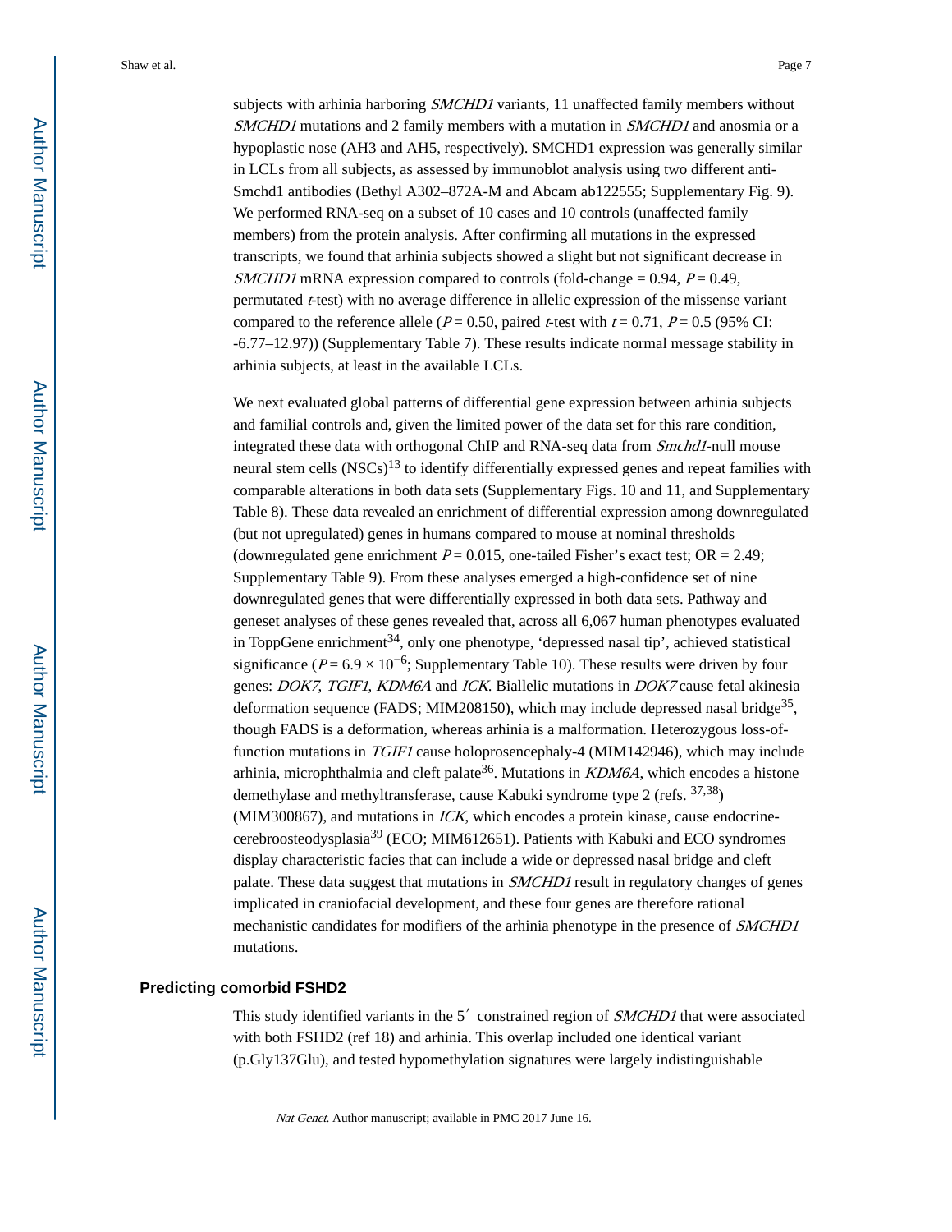subjects with arhinia harboring *SMCHD1* variants, 11 unaffected family members without *SMCHD1* mutations and 2 family members with a mutation in *SMCHD1* and anosmia or a hypoplastic nose (AH3 and AH5, respectively). SMCHD1 expression was generally similar in LCLs from all subjects, as assessed by immunoblot analysis using two different anti-Smchd1 antibodies (Bethyl A302–872A-M and Abcam ab122555; Supplementary Fig. 9). We performed RNA-seq on a subset of 10 cases and 10 controls (unaffected family members) from the protein analysis. After confirming all mutations in the expressed transcripts, we found that arhinia subjects showed a slight but not significant decrease in *SMCHD1* mRNA expression compared to controls (fold-change = 0.94, $P = 0.49$, permutated $t$-test) with no average difference in allelic expression of the missense variant compared to the reference allele ($P = 0.50$, paired $t$-test with $t = 0.71$, $P = 0.5$ (95% CI: -6.77–12.97)) (Supplementary Table 7). These results indicate normal message stability in arhinia subjects, at least in the available LCLs.

We next evaluated global patterns of differential gene expression between arhinia subjects and familial controls and, given the limited power of the data set for this rare condition, integrated these data with orthogonal ChIP and RNA-seq data from *Smchd1*-null mouse neural stem cells (NSCs)[13] to identify differentially expressed genes and repeat families with comparable alterations in both data sets (Supplementary Figs. 10 and 11, and Supplementary Table 8). These data revealed an enrichment of differential expression among downregulated (but not upregulated) genes in humans compared to mouse at nominal thresholds (downregulated gene enrichment $P = 0.015$, one-tailed Fisher's exact test; OR = 2.49; Supplementary Table 9). From these analyses emerged a high-confidence set of nine downregulated genes that were differentially expressed in both data sets. Pathway and geneset analyses of these genes revealed that, across all 6,067 human phenotypes evaluated in ToppGene enrichment[34], only one phenotype, 'depressed nasal tip', achieved statistical significance ($P = 6.9 \times 10^{-6}$; Supplementary Table 10). These results were driven by four genes: *DOK7*, *TGIF1*, *KDM6A* and *ICK*. Biallelic mutations in *DOK7* cause fetal akinesia deformation sequence (FADS; MIM208150), which may include depressed nasal bridge[35], though FADS is a deformation, whereas arhinia is a malformation. Heterozygous loss-of-function mutations in *TGIF1* cause holoprosencephaly-4 (MIM142946), which may include arhinia, microphthalmia and cleft palate[36]. Mutations in *KDM6A*, which encodes a histone demethylase and methyltransferase, cause Kabuki syndrome type 2 (refs. [37,38]) (MIM300867), and mutations in *ICK*, which encodes a protein kinase, cause endocrine-cerebroosteodysplasia[39] (ECO; MIM612651). Patients with Kabuki and ECO syndromes display characteristic facies that can include a wide or depressed nasal bridge and cleft palate. These data suggest that mutations in *SMCHD1* result in regulatory changes of genes implicated in craniofacial development, and these four genes are therefore rational mechanistic candidates for modifiers of the arhinia phenotype in the presence of *SMCHD1* mutations.

### Predicting comorbid FSHD2

This study identified variants in the 5′ constrained region of *SMCHD1* that were associated with both FSHD2 (ref 18) and arhinia. This overlap included one identical variant (p.Gly137Glu), and tested hypomethylation signatures were largely indistinguishable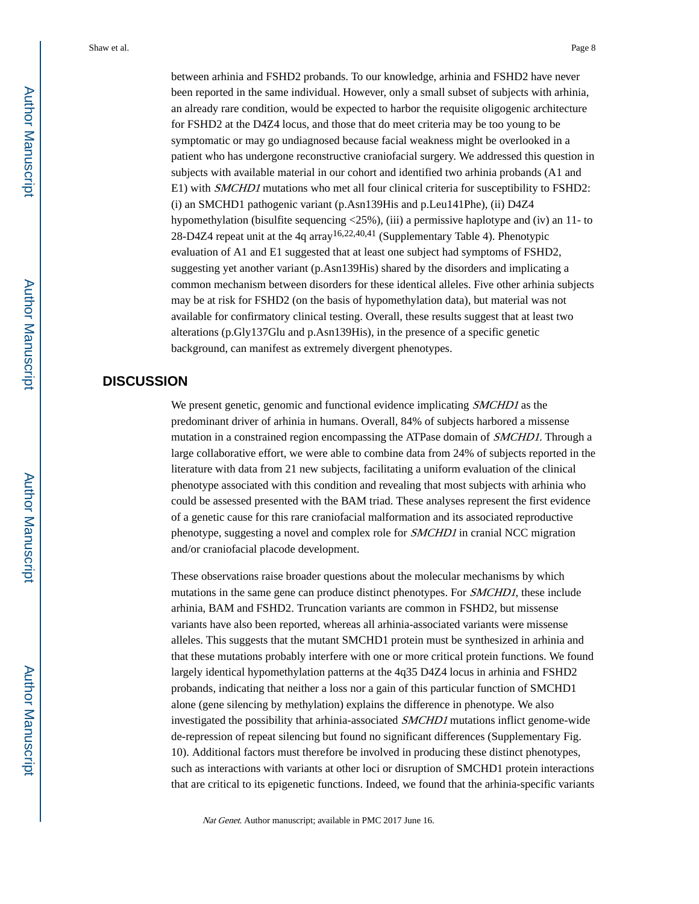between arhinia and FSHD2 probands. To our knowledge, arhinia and FSHD2 have never been reported in the same individual. However, only a small subset of subjects with arhinia, an already rare condition, would be expected to harbor the requisite oligogenic architecture for FSHD2 at the D4Z4 locus, and those that do meet criteria may be too young to be symptomatic or may go undiagnosed because facial weakness might be overlooked in a patient who has undergone reconstructive craniofacial surgery. We addressed this question in subjects with available material in our cohort and identified two arhinia probands (A1 and E1) with *SMCHD1* mutations who met all four clinical criteria for susceptibility to FSHD2: (i) an SMCHD1 pathogenic variant (p.Asn139His and p.Leu141Phe), (ii) D4Z4 hypomethylation (bisulfite sequencing <25%), (iii) a permissive haplotype and (iv) an 11- to 28-D4Z4 repeat unit at the 4q array[16,22,40,41] (Supplementary Table 4). Phenotypic evaluation of A1 and E1 suggested that at least one subject had symptoms of FSHD2, suggesting yet another variant (p.Asn139His) shared by the disorders and implicating a common mechanism between disorders for these identical alleles. Five other arhinia subjects may be at risk for FSHD2 (on the basis of hypomethylation data), but material was not available for confirmatory clinical testing. Overall, these results suggest that at least two alterations (p.Gly137Glu and p.Asn139His), in the presence of a specific genetic background, can manifest as extremely divergent phenotypes.

## DISCUSSION

We present genetic, genomic and functional evidence implicating *SMCHD1* as the predominant driver of arhinia in humans. Overall, 84% of subjects harbored a missense mutation in a constrained region encompassing the ATPase domain of *SMCHD1.* Through a large collaborative effort, we were able to combine data from 24% of subjects reported in the literature with data from 21 new subjects, facilitating a uniform evaluation of the clinical phenotype associated with this condition and revealing that most subjects with arhinia who could be assessed presented with the BAM triad. These analyses represent the first evidence of a genetic cause for this rare craniofacial malformation and its associated reproductive phenotype, suggesting a novel and complex role for *SMCHD1* in cranial NCC migration and/or craniofacial placode development.

These observations raise broader questions about the molecular mechanisms by which mutations in the same gene can produce distinct phenotypes. For *SMCHD1*, these include arhinia, BAM and FSHD2. Truncation variants are common in FSHD2, but missense variants have also been reported, whereas all arhinia-associated variants were missense alleles. This suggests that the mutant SMCHD1 protein must be synthesized in arhinia and that these mutations probably interfere with one or more critical protein functions. We found largely identical hypomethylation patterns at the 4q35 D4Z4 locus in arhinia and FSHD2 probands, indicating that neither a loss nor a gain of this particular function of SMCHD1 alone (gene silencing by methylation) explains the difference in phenotype. We also investigated the possibility that arhinia-associated *SMCHD1* mutations inflict genome-wide de-repression of repeat silencing but found no significant differences (Supplementary Fig. 10). Additional factors must therefore be involved in producing these distinct phenotypes, such as interactions with variants at other loci or disruption of SMCHD1 protein interactions that are critical to its epigenetic functions. Indeed, we found that the arhinia-specific variants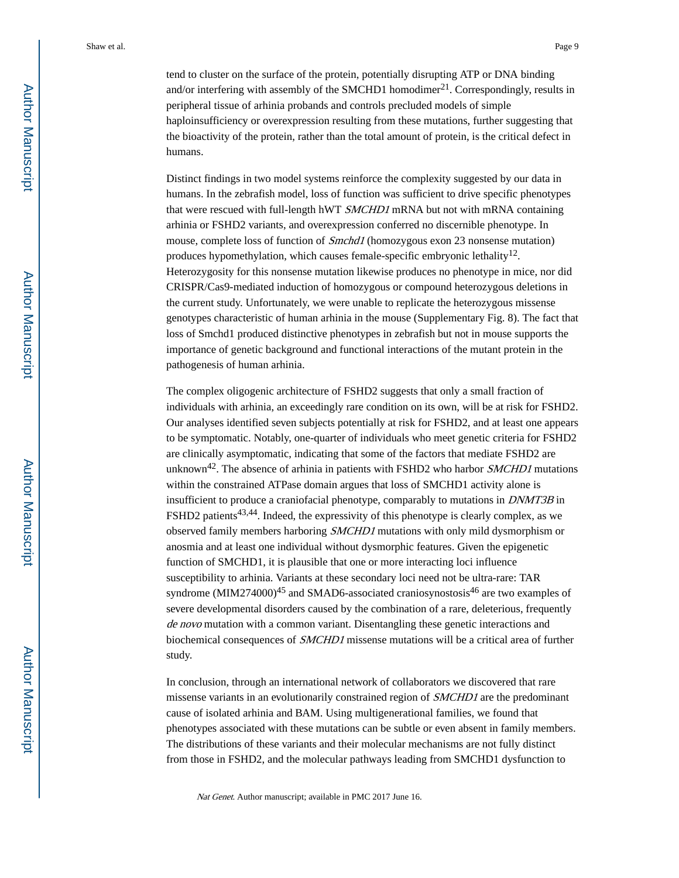tend to cluster on the surface of the protein, potentially disrupting ATP or DNA binding and/or interfering with assembly of the SMCHD1 homodimer[21]. Correspondingly, results in peripheral tissue of arhinia probands and controls precluded models of simple haploinsufficiency or overexpression resulting from these mutations, further suggesting that the bioactivity of the protein, rather than the total amount of protein, is the critical defect in humans.

Distinct findings in two model systems reinforce the complexity suggested by our data in humans. In the zebrafish model, loss of function was sufficient to drive specific phenotypes that were rescued with full-length hWT *SMCHD1* mRNA but not with mRNA containing arhinia or FSHD2 variants, and overexpression conferred no discernible phenotype. In mouse, complete loss of function of *Smchd1* (homozygous exon 23 nonsense mutation) produces hypomethylation, which causes female-specific embryonic lethality[12]. Heterozygosity for this nonsense mutation likewise produces no phenotype in mice, nor did CRISPR/Cas9-mediated induction of homozygous or compound heterozygous deletions in the current study. Unfortunately, we were unable to replicate the heterozygous missense genotypes characteristic of human arhinia in the mouse (Supplementary Fig. 8). The fact that loss of Smchd1 produced distinctive phenotypes in zebrafish but not in mouse supports the importance of genetic background and functional interactions of the mutant protein in the pathogenesis of human arhinia.

The complex oligogenic architecture of FSHD2 suggests that only a small fraction of individuals with arhinia, an exceedingly rare condition on its own, will be at risk for FSHD2. Our analyses identified seven subjects potentially at risk for FSHD2, and at least one appears to be symptomatic. Notably, one-quarter of individuals who meet genetic criteria for FSHD2 are clinically asymptomatic, indicating that some of the factors that mediate FSHD2 are unknown[42]. The absence of arhinia in patients with FSHD2 who harbor *SMCHD1* mutations within the constrained ATPase domain argues that loss of SMCHD1 activity alone is insufficient to produce a craniofacial phenotype, comparably to mutations in *DNMT3B* in FSHD2 patients[43,44]. Indeed, the expressivity of this phenotype is clearly complex, as we observed family members harboring *SMCHD1* mutations with only mild dysmorphism or anosmia and at least one individual without dysmorphic features. Given the epigenetic function of SMCHD1, it is plausible that one or more interacting loci influence susceptibility to arhinia. Variants at these secondary loci need not be ultra-rare: TAR syndrome (MIM274000)[45] and SMAD6-associated craniosynostosis[46] are two examples of severe developmental disorders caused by the combination of a rare, deleterious, frequently *de novo* mutation with a common variant. Disentangling these genetic interactions and biochemical consequences of *SMCHD1* missense mutations will be a critical area of further study.

In conclusion, through an international network of collaborators we discovered that rare missense variants in an evolutionarily constrained region of *SMCHD1* are the predominant cause of isolated arhinia and BAM. Using multigenerational families, we found that phenotypes associated with these mutations can be subtle or even absent in family members. The distributions of these variants and their molecular mechanisms are not fully distinct from those in FSHD2, and the molecular pathways leading from SMCHD1 dysfunction to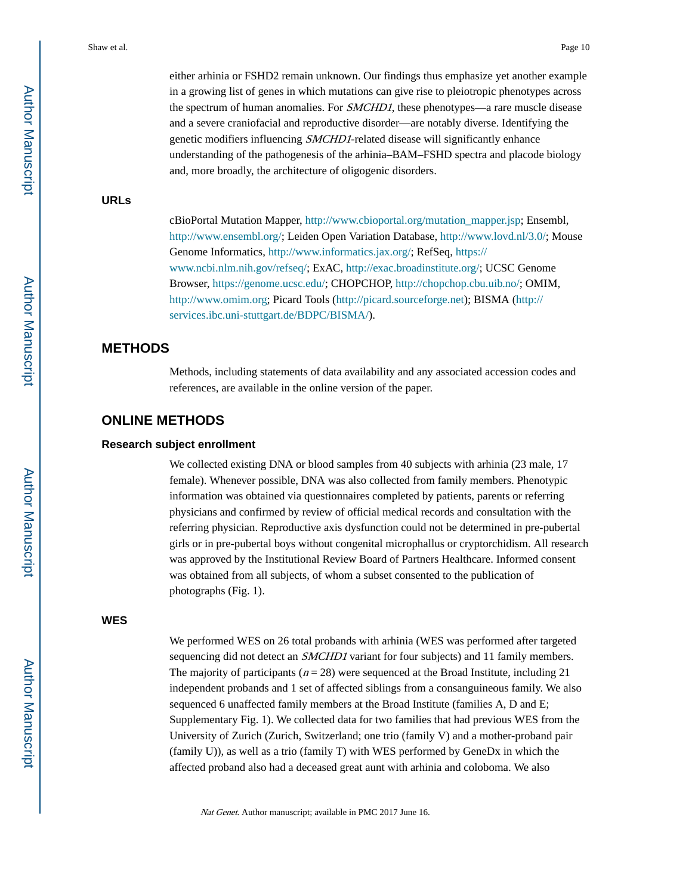either arhinia or FSHD2 remain unknown. Our findings thus emphasize yet another example in a growing list of genes in which mutations can give rise to pleiotropic phenotypes across the spectrum of human anomalies. For *SMCHD1*, these phenotypes—a rare muscle disease and a severe craniofacial and reproductive disorder—are notably diverse. Identifying the genetic modifiers influencing *SMCHD1*-related disease will significantly enhance understanding of the pathogenesis of the arhinia–BAM–FSHD spectra and placode biology and, more broadly, the architecture of oligogenic disorders.

### URLs

cBioPortal Mutation Mapper, http://www.cbioportal.org/mutation_mapper.jsp; Ensembl, http://www.ensembl.org/; Leiden Open Variation Database, http://www.lovd.nl/3.0/; Mouse Genome Informatics, http://www.informatics.jax.org/; RefSeq, https://www.ncbi.nlm.nih.gov/refseq/; ExAC, http://exac.broadinstitute.org/; UCSC Genome Browser, https://genome.ucsc.edu/; CHOPCHOP, http://chopchop.cbu.uib.no/; OMIM, http://www.omim.org; Picard Tools (http://picard.sourceforge.net); BISMA (http://services.ibc.uni-stuttgart.de/BDPC/BISMA/).

## METHODS

Methods, including statements of data availability and any associated accession codes and references, are available in the online version of the paper.

## ONLINE METHODS

### Research subject enrollment

We collected existing DNA or blood samples from 40 subjects with arhinia (23 male, 17 female). Whenever possible, DNA was also collected from family members. Phenotypic information was obtained via questionnaires completed by patients, parents or referring physicians and confirmed by review of official medical records and consultation with the referring physician. Reproductive axis dysfunction could not be determined in pre-pubertal girls or in pre-pubertal boys without congenital microphallus or cryptorchidism. All research was approved by the Institutional Review Board of Partners Healthcare. Informed consent was obtained from all subjects, of whom a subset consented to the publication of photographs (Fig. 1).

### WES

We performed WES on 26 total probands with arhinia (WES was performed after targeted sequencing did not detect an *SMCHD1* variant for four subjects) and 11 family members. The majority of participants ($n = 28$) were sequenced at the Broad Institute, including 21 independent probands and 1 set of affected siblings from a consanguineous family. We also sequenced 6 unaffected family members at the Broad Institute (families A, D and E; Supplementary Fig. 1). We collected data for two families that had previous WES from the University of Zurich (Zurich, Switzerland; one trio (family V) and a mother-proband pair (family U)), as well as a trio (family T) with WES performed by GeneDx in which the affected proband also had a deceased great aunt with arhinia and coloboma. We also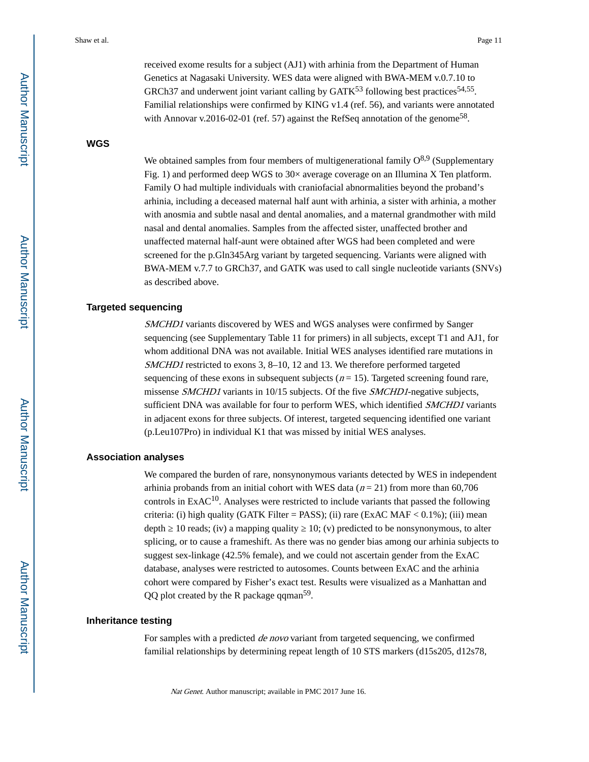received exome results for a subject (AJ1) with arhinia from the Department of Human Genetics at Nagasaki University. WES data were aligned with BWA-MEM v.0.7.10 to GRCh37 and underwent joint variant calling by GATK[53] following best practices[54,55]. Familial relationships were confirmed by KING v1.4 (ref. 56), and variants were annotated with Annovar v.2016-02-01 (ref. 57) against the RefSeq annotation of the genome[58].

## WGS

We obtained samples from four members of multigenerational family O[8,9] (Supplementary Fig. 1) and performed deep WGS to 30× average coverage on an Illumina X Ten platform. Family O had multiple individuals with craniofacial abnormalities beyond the proband's arhinia, including a deceased maternal half aunt with arhinia, a sister with arhinia, a mother with anosmia and subtle nasal and dental anomalies, and a maternal grandmother with mild nasal and dental anomalies. Samples from the affected sister, unaffected brother and unaffected maternal half-aunt were obtained after WGS had been completed and were screened for the p.Gln345Arg variant by targeted sequencing. Variants were aligned with BWA-MEM v.7.7 to GRCh37, and GATK was used to call single nucleotide variants (SNVs) as described above.

## Targeted sequencing

*SMCHD1* variants discovered by WES and WGS analyses were confirmed by Sanger sequencing (see Supplementary Table 11 for primers) in all subjects, except T1 and AJ1, for whom additional DNA was not available. Initial WES analyses identified rare mutations in *SMCHD1* restricted to exons 3, 8–10, 12 and 13. We therefore performed targeted sequencing of these exons in subsequent subjects ($n = 15$). Targeted screening found rare, missense *SMCHD1* variants in 10/15 subjects. Of the five *SMCHD1*-negative subjects, sufficient DNA was available for four to perform WES, which identified *SMCHD1* variants in adjacent exons for three subjects. Of interest, targeted sequencing identified one variant (p.Leu107Pro) in individual K1 that was missed by initial WES analyses.

## Association analyses

We compared the burden of rare, nonsynonymous variants detected by WES in independent arhinia probands from an initial cohort with WES data ($n = 21$) from more than 60,706 controls in ExAC[10]. Analyses were restricted to include variants that passed the following criteria: (i) high quality (GATK Filter = PASS); (ii) rare (ExAC MAF < 0.1%); (iii) mean depth ≥ 10 reads; (iv) a mapping quality ≥ 10; (v) predicted to be nonsynonymous, to alter splicing, or to cause a frameshift. As there was no gender bias among our arhinia subjects to suggest sex-linkage (42.5% female), and we could not ascertain gender from the ExAC database, analyses were restricted to autosomes. Counts between ExAC and the arhinia cohort were compared by Fisher's exact test. Results were visualized as a Manhattan and QQ plot created by the R package qqman[59].

## Inheritance testing

For samples with a predicted *de novo* variant from targeted sequencing, we confirmed familial relationships by determining repeat length of 10 STS markers (d15s205, d12s78,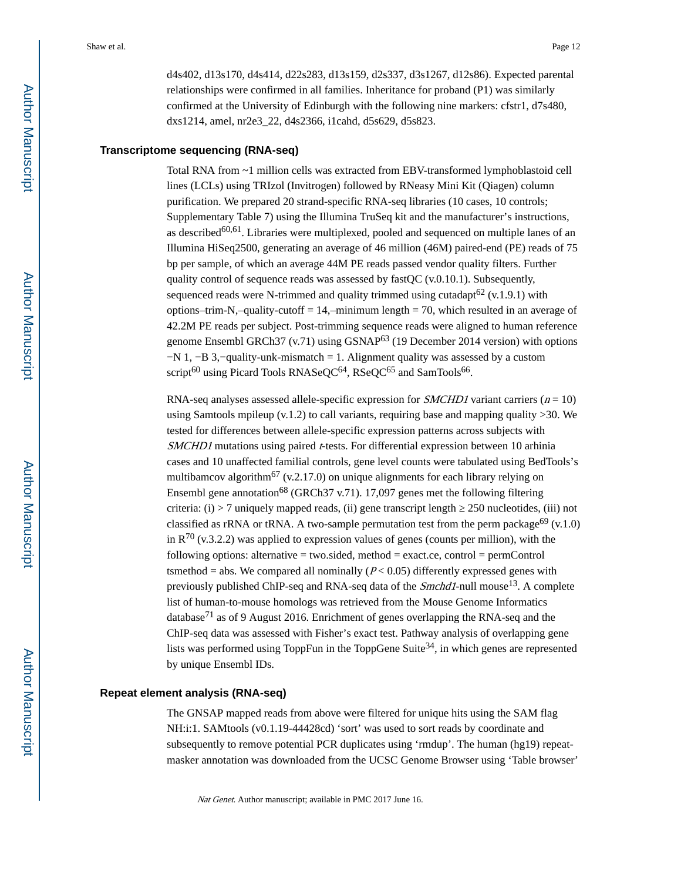d4s402, d13s170, d4s414, d22s283, d13s159, d2s337, d3s1267, d12s86). Expected parental relationships were confirmed in all families. Inheritance for proband (P1) was similarly confirmed at the University of Edinburgh with the following nine markers: cfstr1, d7s480, dxs1214, amel, nr2e3_22, d4s2366, i1cahd, d5s629, d5s823.

## Transcriptome sequencing (RNA-seq)

Total RNA from ~1 million cells was extracted from EBV-transformed lymphoblastoid cell lines (LCLs) using TRIzol (Invitrogen) followed by RNeasy Mini Kit (Qiagen) column purification. We prepared 20 strand-specific RNA-seq libraries (10 cases, 10 controls; Supplementary Table 7) using the Illumina TruSeq kit and the manufacturer's instructions, as described[60,61]. Libraries were multiplexed, pooled and sequenced on multiple lanes of an Illumina HiSeq2500, generating an average of 46 million (46M) paired-end (PE) reads of 75 bp per sample, of which an average 44M PE reads passed vendor quality filters. Further quality control of sequence reads was assessed by fastQC (v.0.10.1). Subsequently, sequenced reads were N-trimmed and quality trimmed using cutadapt[62] (v.1.9.1) with options–trim-N,–quality-cutoff = 14,–minimum length = 70, which resulted in an average of 42.2M PE reads per subject. Post-trimming sequence reads were aligned to human reference genome Ensembl GRCh37 (v.71) using GSNAP[63] (19 December 2014 version) with options −N 1, −B 3,−quality-unk-mismatch = 1. Alignment quality was assessed by a custom script[60] using Picard Tools RNASeQC[64], RSeQC[65] and SamTools[66].

RNA-seq analyses assessed allele-specific expression for *SMCHD1* variant carriers ($n = 10$) using Samtools mpileup (v.1.2) to call variants, requiring base and mapping quality >30. We tested for differences between allele-specific expression patterns across subjects with *SMCHD1* mutations using paired *t*-tests. For differential expression between 10 arhinia cases and 10 unaffected familial controls, gene level counts were tabulated using BedTools's multibamcov algorithm[67] (v.2.17.0) on unique alignments for each library relying on Ensembl gene annotation[68] (GRCh37 v.71). 17,097 genes met the following filtering criteria: (i) > 7 uniquely mapped reads, (ii) gene transcript length ≥ 250 nucleotides, (iii) not classified as rRNA or tRNA. A two-sample permutation test from the perm package[69] (v.1.0) in R[70] (v.3.2.2) was applied to expression values of genes (counts per million), with the following options: alternative = two.sided, method = exact.ce, control = permControl tsmethod = abs. We compared all nominally ($P < 0.05$) differently expressed genes with previously published ChIP-seq and RNA-seq data of the *Smchd1*-null mouse[13]. A complete list of human-to-mouse homologs was retrieved from the Mouse Genome Informatics database[71] as of 9 August 2016. Enrichment of genes overlapping the RNA-seq and the ChIP-seq data was assessed with Fisher's exact test. Pathway analysis of overlapping gene lists was performed using ToppFun in the ToppGene Suite[34], in which genes are represented by unique Ensembl IDs.

## Repeat element analysis (RNA-seq)

The GNSAP mapped reads from above were filtered for unique hits using the SAM flag NH:i:1. SAMtools (v0.1.19-44428cd) 'sort' was used to sort reads by coordinate and subsequently to remove potential PCR duplicates using 'rmdup'. The human (hg19) repeat-masker annotation was downloaded from the UCSC Genome Browser using 'Table browser'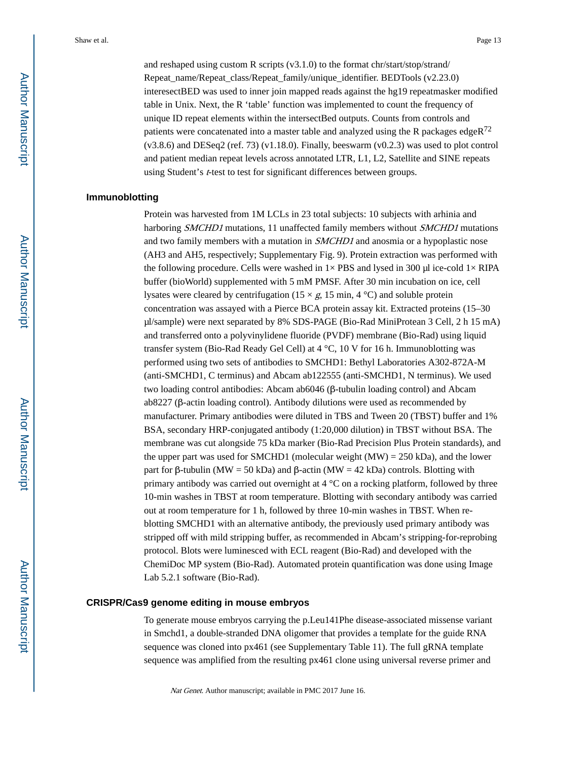and reshaped using custom R scripts (v3.1.0) to the format chr/start/stop/strand/Repeat_name/Repeat_class/Repeat_family/unique_identifier. BEDTools (v2.23.0) interesectBED was used to inner join mapped reads against the hg19 repeatmasker modified table in Unix. Next, the R 'table' function was implemented to count the frequency of unique ID repeat elements within the intersectBed outputs. Counts from controls and patients were concatenated into a master table and analyzed using the R packages edgeR[72] (v3.8.6) and DESeq2 (ref. 73) (v1.18.0). Finally, beeswarm (v0.2.3) was used to plot control and patient median repeat levels across annotated LTR, L1, L2, Satellite and SINE repeats using Student's *t*-test to test for significant differences between groups.

### Immunoblotting

Protein was harvested from 1M LCLs in 23 total subjects: 10 subjects with arhinia and harboring *SMCHD1* mutations, 11 unaffected family members without *SMCHD1* mutations and two family members with a mutation in *SMCHD1* and anosmia or a hypoplastic nose (AH3 and AH5, respectively; Supplementary Fig. 9). Protein extraction was performed with the following procedure. Cells were washed in 1× PBS and lysed in 300 μl ice-cold 1× RIPA buffer (bioWorld) supplemented with 5 mM PMSF. After 30 min incubation on ice, cell lysates were cleared by centrifugation (15 × *g*, 15 min, 4 °C) and soluble protein concentration was assayed with a Pierce BCA protein assay kit. Extracted proteins (15–30 μl/sample) were next separated by 8% SDS-PAGE (Bio-Rad MiniProtean 3 Cell, 2 h 15 mA) and transferred onto a polyvinylidene fluoride (PVDF) membrane (Bio-Rad) using liquid transfer system (Bio-Rad Ready Gel Cell) at 4 °C, 10 V for 16 h. Immunoblotting was performed using two sets of antibodies to SMCHD1: Bethyl Laboratories A302-872A-M (anti-SMCHD1, C terminus) and Abcam ab122555 (anti-SMCHD1, N terminus). We used two loading control antibodies: Abcam ab6046 (β-tubulin loading control) and Abcam ab8227 (β-actin loading control). Antibody dilutions were used as recommended by manufacturer. Primary antibodies were diluted in TBS and Tween 20 (TBST) buffer and 1% BSA, secondary HRP-conjugated antibody (1:20,000 dilution) in TBST without BSA. The membrane was cut alongside 75 kDa marker (Bio-Rad Precision Plus Protein standards), and the upper part was used for SMCHD1 (molecular weight (MW) = 250 kDa), and the lower part for β-tubulin (MW = 50 kDa) and β-actin (MW = 42 kDa) controls. Blotting with primary antibody was carried out overnight at 4 °C on a rocking platform, followed by three 10-min washes in TBST at room temperature. Blotting with secondary antibody was carried out at room temperature for 1 h, followed by three 10-min washes in TBST. When re-blotting SMCHD1 with an alternative antibody, the previously used primary antibody was stripped off with mild stripping buffer, as recommended in Abcam's stripping-for-reprobing protocol. Blots were luminesced with ECL reagent (Bio-Rad) and developed with the ChemiDoc MP system (Bio-Rad). Automated protein quantification was done using Image Lab 5.2.1 software (Bio-Rad).

### CRISPR/Cas9 genome editing in mouse embryos

To generate mouse embryos carrying the p.Leu141Phe disease-associated missense variant in Smchd1, a double-stranded DNA oligomer that provides a template for the guide RNA sequence was cloned into px461 (see Supplementary Table 11). The full gRNA template sequence was amplified from the resulting px461 clone using universal reverse primer and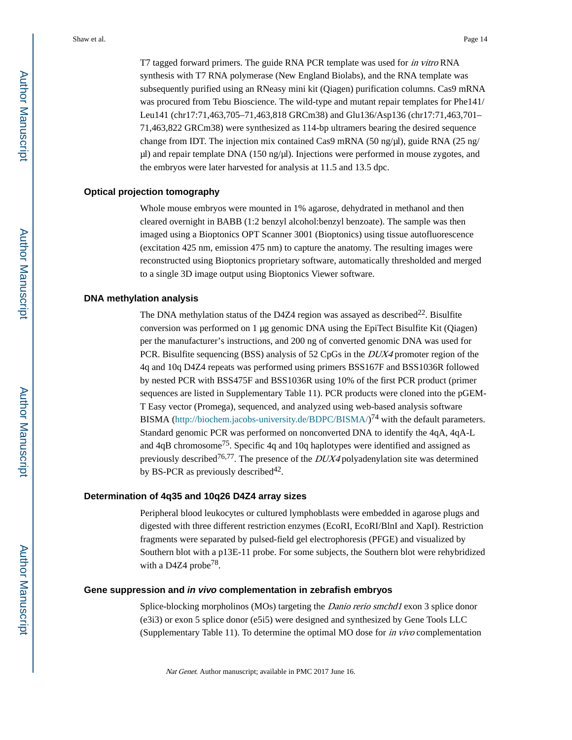T7 tagged forward primers. The guide RNA PCR template was used for *in vitro* RNA synthesis with T7 RNA polymerase (New England Biolabs), and the RNA template was subsequently purified using an RNeasy mini kit (Qiagen) purification columns. Cas9 mRNA was procured from Tebu Bioscience. The wild-type and mutant repair templates for Phe141/Leu141 (chr17:71,463,705–71,463,818 GRCm38) and Glu136/Asp136 (chr17:71,463,701–71,463,822 GRCm38) were synthesized as 114-bp ultramers bearing the desired sequence change from IDT. The injection mix contained Cas9 mRNA (50 ng/μl), guide RNA (25 ng/μl) and repair template DNA (150 ng/μl). Injections were performed in mouse zygotes, and the embryos were later harvested for analysis at 11.5 and 13.5 dpc.

### Optical projection tomography

Whole mouse embryos were mounted in 1% agarose, dehydrated in methanol and then cleared overnight in BABB (1:2 benzyl alcohol:benzyl benzoate). The sample was then imaged using a Bioptonics OPT Scanner 3001 (Bioptonics) using tissue autofluorescence (excitation 425 nm, emission 475 nm) to capture the anatomy. The resulting images were reconstructed using Bioptonics proprietary software, automatically thresholded and merged to a single 3D image output using Bioptonics Viewer software.

### DNA methylation analysis

The DNA methylation status of the D4Z4 region was assayed as described[22]. Bisulfite conversion was performed on 1 μg genomic DNA using the EpiTect Bisulfite Kit (Qiagen) per the manufacturer's instructions, and 200 ng of converted genomic DNA was used for PCR. Bisulfite sequencing (BSS) analysis of 52 CpGs in the *DUX4* promoter region of the 4q and 10q D4Z4 repeats was performed using primers BSS167F and BSS1036R followed by nested PCR with BSS475F and BSS1036R using 10% of the first PCR product (primer sequences are listed in Supplementary Table 11). PCR products were cloned into the pGEM-T Easy vector (Promega), sequenced, and analyzed using web-based analysis software BISMA (http://biochem.jacobs-university.de/BDPC/BISMA/)[74] with the default parameters. Standard genomic PCR was performed on nonconverted DNA to identify the 4qA, 4qA-L and 4qB chromosome[75]. Specific 4q and 10q haplotypes were identified and assigned as previously described[76,77]. The presence of the *DUX4* polyadenylation site was determined by BS-PCR as previously described[42].

### Determination of 4q35 and 10q26 D4Z4 array sizes

Peripheral blood leukocytes or cultured lymphoblasts were embedded in agarose plugs and digested with three different restriction enzymes (EcoRI, EcoRI/BlnI and XapI). Restriction fragments were separated by pulsed-field gel electrophoresis (PFGE) and visualized by Southern blot with a p13E-11 probe. For some subjects, the Southern blot were rehybridized with a D4Z4 probe[78].

### Gene suppression and *in vivo* complementation in zebrafish embryos

Splice-blocking morpholinos (MOs) targeting the *Danio rerio smchd1* exon 3 splice donor (e3i3) or exon 5 splice donor (e5i5) were designed and synthesized by Gene Tools LLC (Supplementary Table 11). To determine the optimal MO dose for *in vivo* complementation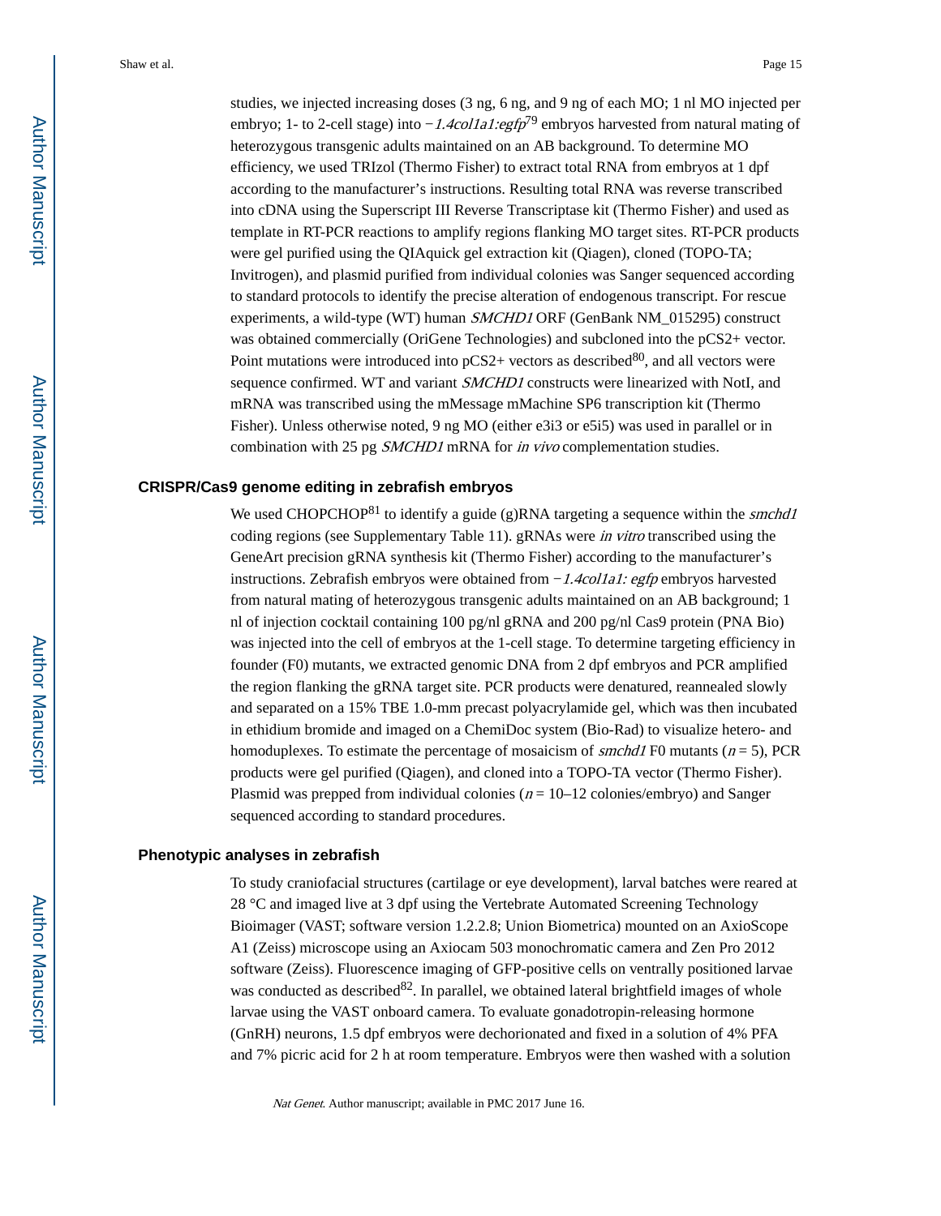studies, we injected increasing doses (3 ng, 6 ng, and 9 ng of each MO; 1 nl MO injected per embryo; 1- to 2-cell stage) into −*1.4col1a1:egfp*[79] embryos harvested from natural mating of heterozygous transgenic adults maintained on an AB background. To determine MO efficiency, we used TRIzol (Thermo Fisher) to extract total RNA from embryos at 1 dpf according to the manufacturer's instructions. Resulting total RNA was reverse transcribed into cDNA using the Superscript III Reverse Transcriptase kit (Thermo Fisher) and used as template in RT-PCR reactions to amplify regions flanking MO target sites. RT-PCR products were gel purified using the QIAquick gel extraction kit (Qiagen), cloned (TOPO-TA; Invitrogen), and plasmid purified from individual colonies was Sanger sequenced according to standard protocols to identify the precise alteration of endogenous transcript. For rescue experiments, a wild-type (WT) human *SMCHD1* ORF (GenBank NM_015295) construct was obtained commercially (OriGene Technologies) and subcloned into the pCS2+ vector. Point mutations were introduced into pCS2+ vectors as described[80], and all vectors were sequence confirmed. WT and variant *SMCHD1* constructs were linearized with NotI, and mRNA was transcribed using the mMessage mMachine SP6 transcription kit (Thermo Fisher). Unless otherwise noted, 9 ng MO (either e3i3 or e5i5) was used in parallel or in combination with 25 pg *SMCHD1* mRNA for *in vivo* complementation studies.

### CRISPR/Cas9 genome editing in zebrafish embryos

We used CHOPCHOP[81] to identify a guide (g)RNA targeting a sequence within the *smchd1* coding regions (see Supplementary Table 11). gRNAs were *in vitro* transcribed using the GeneArt precision gRNA synthesis kit (Thermo Fisher) according to the manufacturer's instructions. Zebrafish embryos were obtained from −*1.4col1a1: egfp* embryos harvested from natural mating of heterozygous transgenic adults maintained on an AB background; 1 nl of injection cocktail containing 100 pg/nl gRNA and 200 pg/nl Cas9 protein (PNA Bio) was injected into the cell of embryos at the 1-cell stage. To determine targeting efficiency in founder (F0) mutants, we extracted genomic DNA from 2 dpf embryos and PCR amplified the region flanking the gRNA target site. PCR products were denatured, reannealed slowly and separated on a 15% TBE 1.0-mm precast polyacrylamide gel, which was then incubated in ethidium bromide and imaged on a ChemiDoc system (Bio-Rad) to visualize hetero- and homoduplexes. To estimate the percentage of mosaicism of *smchd1* F0 mutants ($n = 5$), PCR products were gel purified (Qiagen), and cloned into a TOPO-TA vector (Thermo Fisher). Plasmid was prepped from individual colonies ($n = 10$–$12$ colonies/embryo) and Sanger sequenced according to standard procedures.

### Phenotypic analyses in zebrafish

To study craniofacial structures (cartilage or eye development), larval batches were reared at 28 °C and imaged live at 3 dpf using the Vertebrate Automated Screening Technology Bioimager (VAST; software version 1.2.2.8; Union Biometrica) mounted on an AxioScope A1 (Zeiss) microscope using an Axiocam 503 monochromatic camera and Zen Pro 2012 software (Zeiss). Fluorescence imaging of GFP-positive cells on ventrally positioned larvae was conducted as described[82]. In parallel, we obtained lateral brightfield images of whole larvae using the VAST onboard camera. To evaluate gonadotropin-releasing hormone (GnRH) neurons, 1.5 dpf embryos were dechorionated and fixed in a solution of 4% PFA and 7% picric acid for 2 h at room temperature. Embryos were then washed with a solution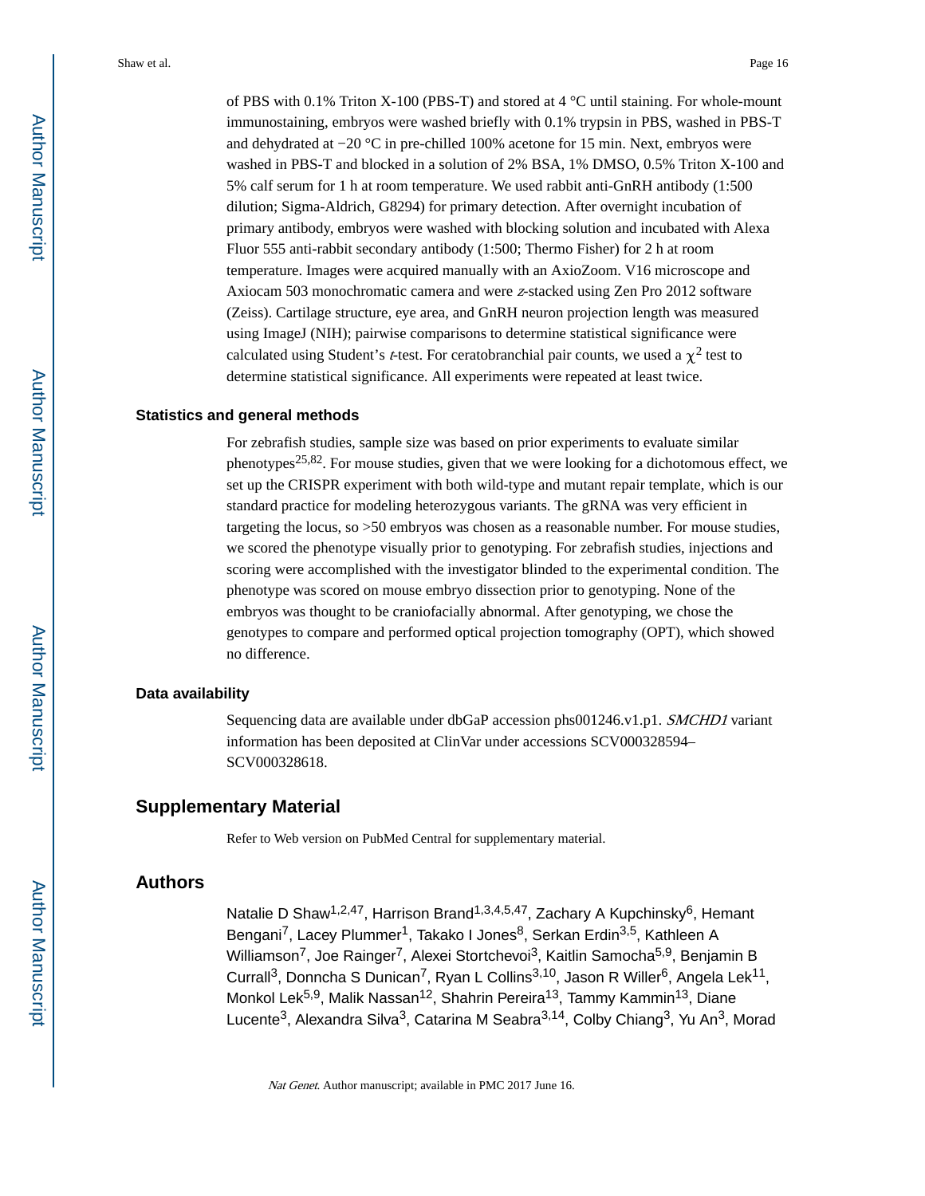of PBS with 0.1% Triton X-100 (PBS-T) and stored at 4 °C until staining. For whole-mount immunostaining, embryos were washed briefly with 0.1% trypsin in PBS, washed in PBS-T and dehydrated at −20 °C in pre-chilled 100% acetone for 15 min. Next, embryos were washed in PBS-T and blocked in a solution of 2% BSA, 1% DMSO, 0.5% Triton X-100 and 5% calf serum for 1 h at room temperature. We used rabbit anti-GnRH antibody (1:500 dilution; Sigma-Aldrich, G8294) for primary detection. After overnight incubation of primary antibody, embryos were washed with blocking solution and incubated with Alexa Fluor 555 anti-rabbit secondary antibody (1:500; Thermo Fisher) for 2 h at room temperature. Images were acquired manually with an AxioZoom. V16 microscope and Axiocam 503 monochromatic camera and were *z*-stacked using Zen Pro 2012 software (Zeiss). Cartilage structure, eye area, and GnRH neuron projection length was measured using ImageJ (NIH); pairwise comparisons to determine statistical significance were calculated using Student's *t*-test. For ceratobranchial pair counts, we used a $\chi^2$ test to determine statistical significance. All experiments were repeated at least twice.

### Statistics and general methods

For zebrafish studies, sample size was based on prior experiments to evaluate similar phenotypes[25,82]. For mouse studies, given that we were looking for a dichotomous effect, we set up the CRISPR experiment with both wild-type and mutant repair template, which is our standard practice for modeling heterozygous variants. The gRNA was very efficient in targeting the locus, so >50 embryos was chosen as a reasonable number. For mouse studies, we scored the phenotype visually prior to genotyping. For zebrafish studies, injections and scoring were accomplished with the investigator blinded to the experimental condition. The phenotype was scored on mouse embryo dissection prior to genotyping. None of the embryos was thought to be craniofacially abnormal. After genotyping, we chose the genotypes to compare and performed optical projection tomography (OPT), which showed no difference.

### Data availability

Sequencing data are available under dbGaP accession phs001246.v1.p1. *SMCHD1* variant information has been deposited at ClinVar under accessions SCV000328594–SCV000328618.

## Supplementary Material

Refer to Web version on PubMed Central for supplementary material.

## Authors

Natalie D Shaw[1,2,47], Harrison Brand[1,3,4,5,47], Zachary A Kupchinsky[6], Hemant Bengani[7], Lacey Plummer[1], Takako I Jones[8], Serkan Erdin[3,5], Kathleen A Williamson[7], Joe Rainger[7], Alexei Stortchevoi[3], Kaitlin Samocha[5,9], Benjamin B Currall[3], Donncha S Dunican[7], Ryan L Collins[3,10], Jason R Willer[6], Angela Lek[11], Monkol Lek[5,9], Malik Nassan[12], Shahrin Pereira[13], Tammy Kammin[13], Diane Lucente[3], Alexandra Silva[3], Catarina M Seabra[3,14], Colby Chiang[3], Yu An[3], Morad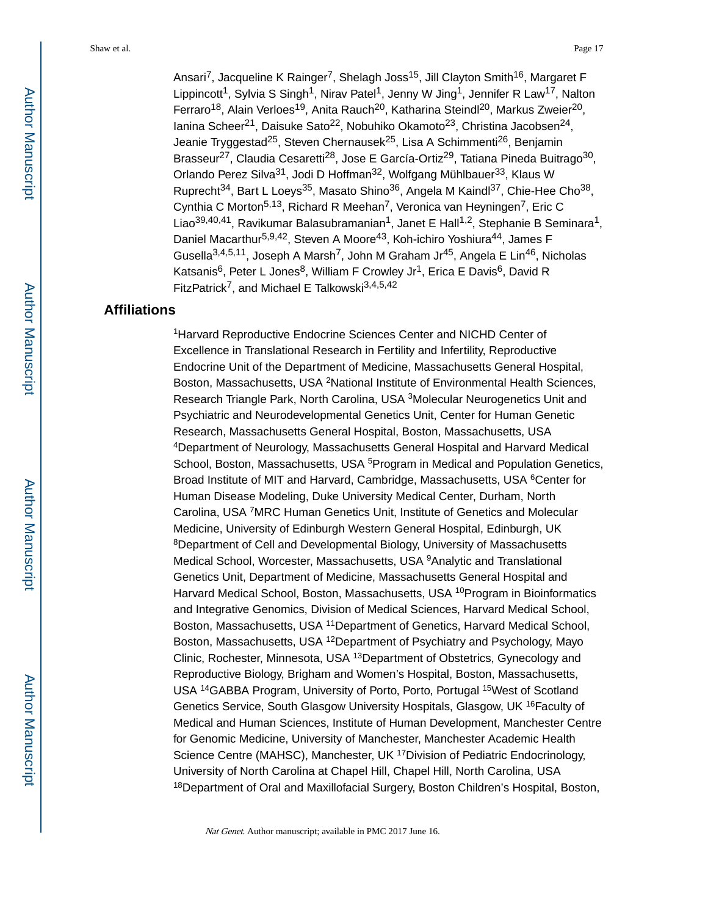Ansari[7], Jacqueline K Rainger[7], Shelagh Joss[15], Jill Clayton Smith[16], Margaret F Lippincott[1], Sylvia S Singh[1], Nirav Patel[1], Jenny W Jing[1], Jennifer R Law[17], Nalton Ferraro[18], Alain Verloes[19], Anita Rauch[20], Katharina Steindl[20], Markus Zweier[20], Ianina Scheer[21], Daisuke Sato[22], Nobuhiko Okamoto[23], Christina Jacobsen[24], Jeanie Tryggestad[25], Steven Chernausek[25], Lisa A Schimmenti[26], Benjamin Brasseur[27], Claudia Cesaretti[28], Jose E García-Ortiz[29], Tatiana Pineda Buitrago[30], Orlando Perez Silva[31], Jodi D Hoffman[32], Wolfgang Mühlbauer[33], Klaus W Ruprecht[34], Bart L Loeys[35], Masato Shino[36], Angela M Kaindl[37], Chie-Hee Cho[38], Cynthia C Morton[5,13], Richard R Meehan[7], Veronica van Heyningen[7], Eric C Liao[39,40,41], Ravikumar Balasubramanian[1], Janet E Hall[1,2], Stephanie B Seminara[1], Daniel Macarthur[5,9,42], Steven A Moore[43], Koh-ichiro Yoshiura[44], James F Gusella[3,4,5,11], Joseph A Marsh[7], John M Graham Jr[45], Angela E Lin[46], Nicholas Katsanis[6], Peter L Jones[8], William F Crowley Jr[1], Erica E Davis[6], David R FitzPatrick[7], and Michael E Talkowski[3,4,5,42]

## Affiliations

[1]Harvard Reproductive Endocrine Sciences Center and NICHD Center of Excellence in Translational Research in Fertility and Infertility, Reproductive Endocrine Unit of the Department of Medicine, Massachusetts General Hospital, Boston, Massachusetts, USA [2]National Institute of Environmental Health Sciences, Research Triangle Park, North Carolina, USA [3]Molecular Neurogenetics Unit and Psychiatric and Neurodevelopmental Genetics Unit, Center for Human Genetic Research, Massachusetts General Hospital, Boston, Massachusetts, USA [4]Department of Neurology, Massachusetts General Hospital and Harvard Medical School, Boston, Massachusetts, USA [5]Program in Medical and Population Genetics, Broad Institute of MIT and Harvard, Cambridge, Massachusetts, USA [6]Center for Human Disease Modeling, Duke University Medical Center, Durham, North Carolina, USA [7]MRC Human Genetics Unit, Institute of Genetics and Molecular Medicine, University of Edinburgh Western General Hospital, Edinburgh, UK [8]Department of Cell and Developmental Biology, University of Massachusetts Medical School, Worcester, Massachusetts, USA [9]Analytic and Translational Genetics Unit, Department of Medicine, Massachusetts General Hospital and Harvard Medical School, Boston, Massachusetts, USA [10]Program in Bioinformatics and Integrative Genomics, Division of Medical Sciences, Harvard Medical School, Boston, Massachusetts, USA [11]Department of Genetics, Harvard Medical School, Boston, Massachusetts, USA [12]Department of Psychiatry and Psychology, Mayo Clinic, Rochester, Minnesota, USA [13]Department of Obstetrics, Gynecology and Reproductive Biology, Brigham and Women's Hospital, Boston, Massachusetts, USA [14]GABBA Program, University of Porto, Porto, Portugal [15]West of Scotland Genetics Service, South Glasgow University Hospitals, Glasgow, UK [16]Faculty of Medical and Human Sciences, Institute of Human Development, Manchester Centre for Genomic Medicine, University of Manchester, Manchester Academic Health Science Centre (MAHSC), Manchester, UK [17]Division of Pediatric Endocrinology, University of North Carolina at Chapel Hill, Chapel Hill, North Carolina, USA [18]Department of Oral and Maxillofacial Surgery, Boston Children's Hospital, Boston,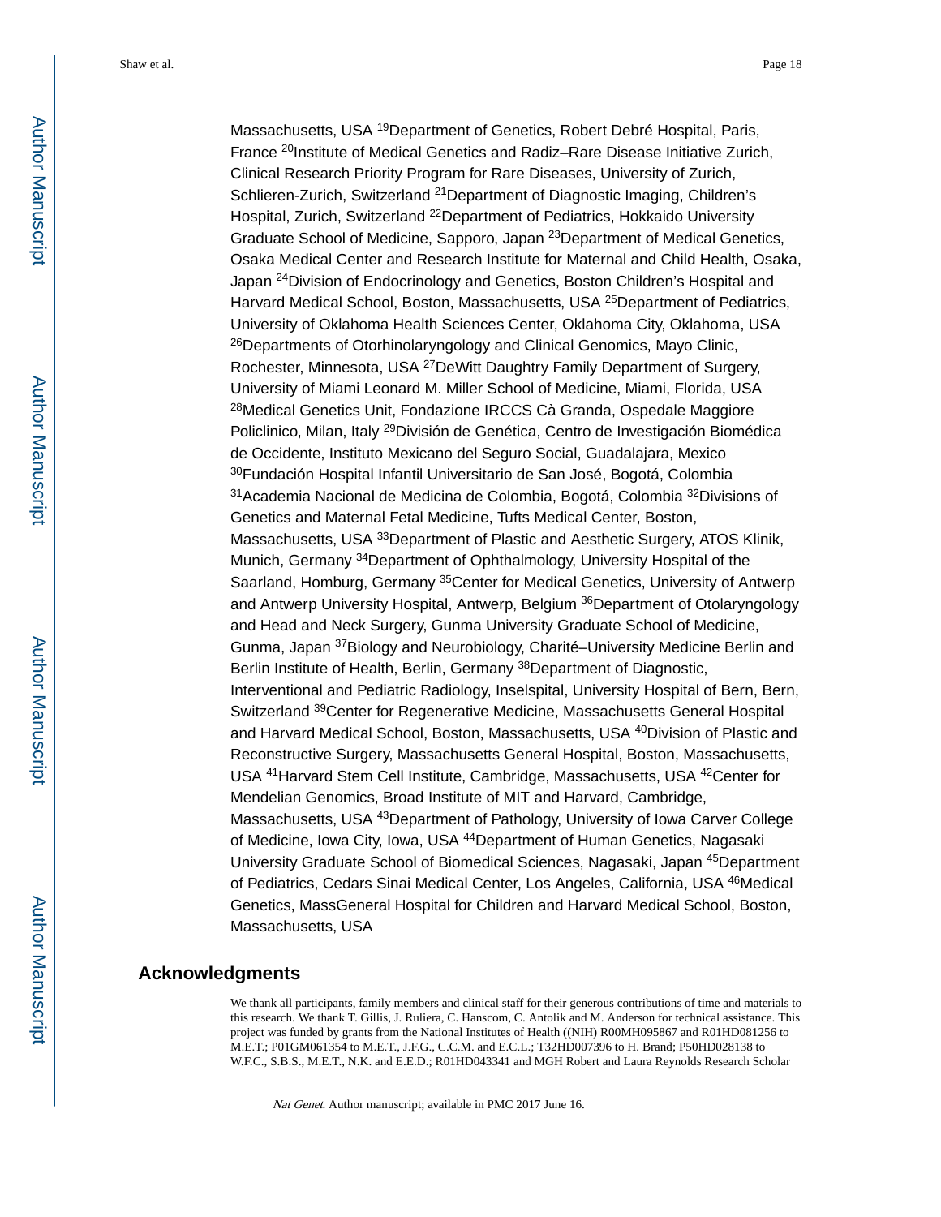Massachusetts, USA [19]Department of Genetics, Robert Debré Hospital, Paris, France [20]Institute of Medical Genetics and Radiz–Rare Disease Initiative Zurich, Clinical Research Priority Program for Rare Diseases, University of Zurich, Schlieren-Zurich, Switzerland [21]Department of Diagnostic Imaging, Children's Hospital, Zurich, Switzerland [22]Department of Pediatrics, Hokkaido University Graduate School of Medicine, Sapporo, Japan [23]Department of Medical Genetics, Osaka Medical Center and Research Institute for Maternal and Child Health, Osaka, Japan [24]Division of Endocrinology and Genetics, Boston Children's Hospital and Harvard Medical School, Boston, Massachusetts, USA [25]Department of Pediatrics, University of Oklahoma Health Sciences Center, Oklahoma City, Oklahoma, USA [26]Departments of Otorhinolaryngology and Clinical Genomics, Mayo Clinic, Rochester, Minnesota, USA [27]DeWitt Daughtry Family Department of Surgery, University of Miami Leonard M. Miller School of Medicine, Miami, Florida, USA [28]Medical Genetics Unit, Fondazione IRCCS Cà Granda, Ospedale Maggiore Policlinico, Milan, Italy [29]División de Genética, Centro de Investigación Biomédica de Occidente, Instituto Mexicano del Seguro Social, Guadalajara, Mexico [30]Fundación Hospital Infantil Universitario de San José, Bogotá, Colombia [31]Academia Nacional de Medicina de Colombia, Bogotá, Colombia [32]Divisions of Genetics and Maternal Fetal Medicine, Tufts Medical Center, Boston, Massachusetts, USA [33]Department of Plastic and Aesthetic Surgery, ATOS Klinik, Munich, Germany [34]Department of Ophthalmology, University Hospital of the Saarland, Homburg, Germany [35]Center for Medical Genetics, University of Antwerp and Antwerp University Hospital, Antwerp, Belgium [36]Department of Otolaryngology and Head and Neck Surgery, Gunma University Graduate School of Medicine, Gunma, Japan [37]Biology and Neurobiology, Charité–University Medicine Berlin and Berlin Institute of Health, Berlin, Germany [38]Department of Diagnostic, Interventional and Pediatric Radiology, Inselspital, University Hospital of Bern, Bern, Switzerland [39]Center for Regenerative Medicine, Massachusetts General Hospital and Harvard Medical School, Boston, Massachusetts, USA [40]Division of Plastic and Reconstructive Surgery, Massachusetts General Hospital, Boston, Massachusetts, USA [41]Harvard Stem Cell Institute, Cambridge, Massachusetts, USA [42]Center for Mendelian Genomics, Broad Institute of MIT and Harvard, Cambridge, Massachusetts, USA [43]Department of Pathology, University of Iowa Carver College of Medicine, Iowa City, Iowa, USA [44]Department of Human Genetics, Nagasaki University Graduate School of Biomedical Sciences, Nagasaki, Japan [45]Department of Pediatrics, Cedars Sinai Medical Center, Los Angeles, California, USA [46]Medical Genetics, MassGeneral Hospital for Children and Harvard Medical School, Boston, Massachusetts, USA

## Acknowledgments

We thank all participants, family members and clinical staff for their generous contributions of time and materials to this research. We thank T. Gillis, J. Ruliera, C. Hanscom, C. Antolik and M. Anderson for technical assistance. This project was funded by grants from the National Institutes of Health ((NIH) R00MH095867 and R01HD081256 to M.E.T.; P01GM061354 to M.E.T., J.F.G., C.C.M. and E.C.L.; T32HD007396 to H. Brand; P50HD028138 to W.F.C., S.B.S., M.E.T., N.K. and E.E.D.; R01HD043341 and MGH Robert and Laura Reynolds Research Scholar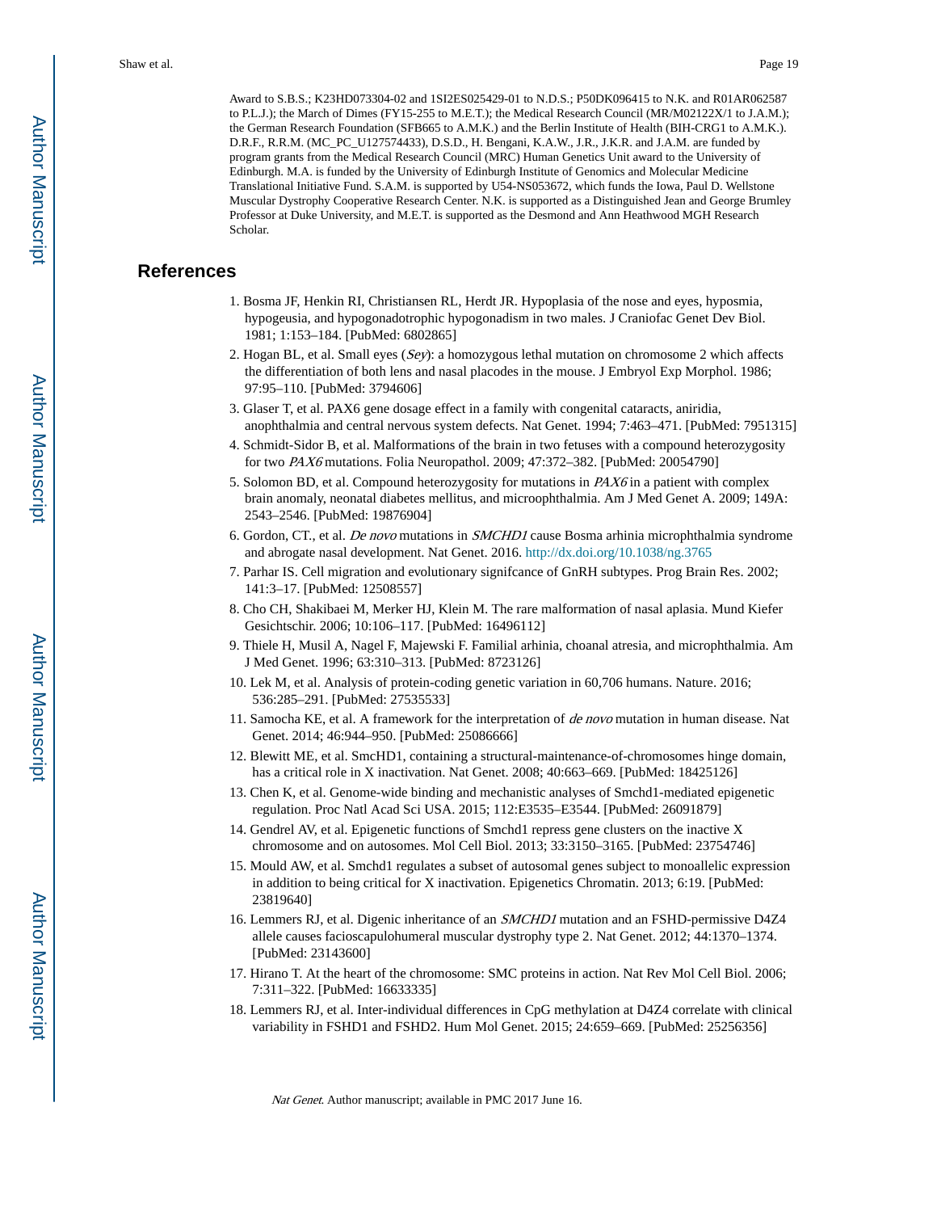Award to S.B.S.; K23HD073304-02 and 1SI2ES025429-01 to N.D.S.; P50DK096415 to N.K. and R01AR062587 to P.L.J.); the March of Dimes (FY15-255 to M.E.T.); the Medical Research Council (MR/M02122X/1 to J.A.M.); the German Research Foundation (SFB665 to A.M.K.) and the Berlin Institute of Health (BIH-CRG1 to A.M.K.). D.R.F., R.R.M. (MC_PC_U127574433), D.S.D., H. Bengani, K.A.W., J.R., J.K.R. and J.A.M. are funded by program grants from the Medical Research Council (MRC) Human Genetics Unit award to the University of Edinburgh. M.A. is funded by the University of Edinburgh Institute of Genomics and Molecular Medicine Translational Initiative Fund. S.A.M. is supported by U54-NS053672, which funds the Iowa, Paul D. Wellstone Muscular Dystrophy Cooperative Research Center. N.K. is supported as a Distinguished Jean and George Brumley Professor at Duke University, and M.E.T. is supported as the Desmond and Ann Heathwood MGH Research Scholar.

## References

1. Bosma JF, Henkin RI, Christiansen RL, Herdt JR. Hypoplasia of the nose and eyes, hyposmia, hypogeusia, and hypogonadotrophic hypogonadism in two males. J Craniofac Genet Dev Biol. 1981; 1:153–184. [PubMed: 6802865]
2. Hogan BL, et al. Small eyes (*Sey*): a homozygous lethal mutation on chromosome 2 which affects the differentiation of both lens and nasal placodes in the mouse. J Embryol Exp Morphol. 1986; 97:95–110. [PubMed: 3794606]
3. Glaser T, et al. PAX6 gene dosage effect in a family with congenital cataracts, aniridia, anophthalmia and central nervous system defects. Nat Genet. 1994; 7:463–471. [PubMed: 7951315]
4. Schmidt-Sidor B, et al. Malformations of the brain in two fetuses with a compound heterozygosity for two *PAX6* mutations. Folia Neuropathol. 2009; 47:372–382. [PubMed: 20054790]
5. Solomon BD, et al. Compound heterozygosity for mutations in *PAX6* in a patient with complex brain anomaly, neonatal diabetes mellitus, and microophthalmia. Am J Med Genet A. 2009; 149A: 2543–2546. [PubMed: 19876904]
6. Gordon, CT., et al. *De novo* mutations in *SMCHD1* cause Bosma arhinia microphthalmia syndrome and abrogate nasal development. Nat Genet. 2016. http://dx.doi.org/10.1038/ng.3765
7. Parhar IS. Cell migration and evolutionary signifcance of GnRH subtypes. Prog Brain Res. 2002; 141:3–17. [PubMed: 12508557]
8. Cho CH, Shakibaei M, Merker HJ, Klein M. The rare malformation of nasal aplasia. Mund Kiefer Gesichtschir. 2006; 10:106–117. [PubMed: 16496112]
9. Thiele H, Musil A, Nagel F, Majewski F. Familial arhinia, choanal atresia, and microphthalmia. Am J Med Genet. 1996; 63:310–313. [PubMed: 8723126]
10. Lek M, et al. Analysis of protein-coding genetic variation in 60,706 humans. Nature. 2016; 536:285–291. [PubMed: 27535533]
11. Samocha KE, et al. A framework for the interpretation of *de novo* mutation in human disease. Nat Genet. 2014; 46:944–950. [PubMed: 25086666]
12. Blewitt ME, et al. SmcHD1, containing a structural-maintenance-of-chromosomes hinge domain, has a critical role in X inactivation. Nat Genet. 2008; 40:663–669. [PubMed: 18425126]
13. Chen K, et al. Genome-wide binding and mechanistic analyses of Smchd1-mediated epigenetic regulation. Proc Natl Acad Sci USA. 2015; 112:E3535–E3544. [PubMed: 26091879]
14. Gendrel AV, et al. Epigenetic functions of Smchd1 repress gene clusters on the inactive X chromosome and on autosomes. Mol Cell Biol. 2013; 33:3150–3165. [PubMed: 23754746]
15. Mould AW, et al. Smchd1 regulates a subset of autosomal genes subject to monoallelic expression in addition to being critical for X inactivation. Epigenetics Chromatin. 2013; 6:19. [PubMed: 23819640]
16. Lemmers RJ, et al. Digenic inheritance of an *SMCHD1* mutation and an FSHD-permissive D4Z4 allele causes facioscapulohumeral muscular dystrophy type 2. Nat Genet. 2012; 44:1370–1374. [PubMed: 23143600]
17. Hirano T. At the heart of the chromosome: SMC proteins in action. Nat Rev Mol Cell Biol. 2006; 7:311–322. [PubMed: 16633335]
18. Lemmers RJ, et al. Inter-individual differences in CpG methylation at D4Z4 correlate with clinical variability in FSHD1 and FSHD2. Hum Mol Genet. 2015; 24:659–669. [PubMed: 25256356]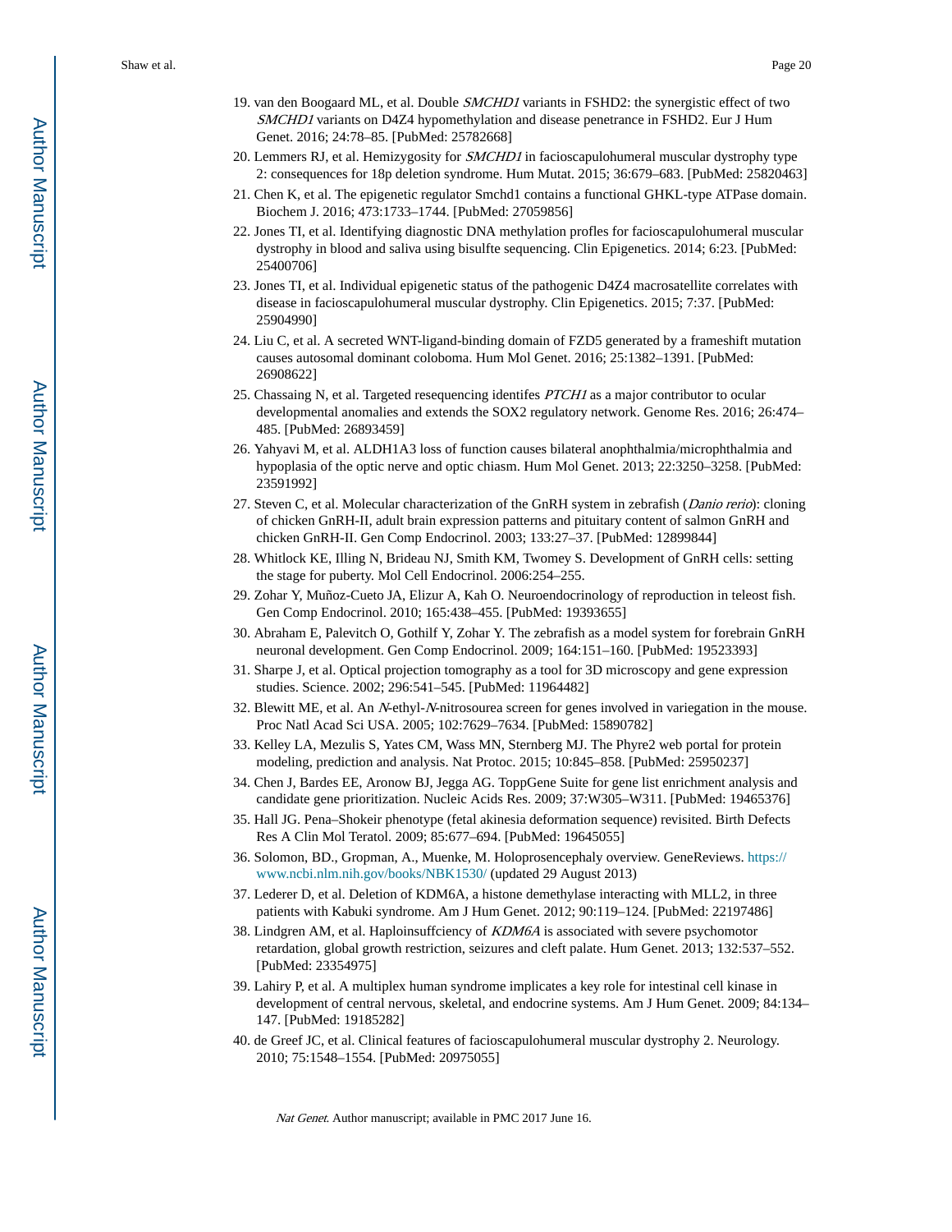19. van den Boogaard ML, et al. Double *SMCHD1* variants in FSHD2: the synergistic effect of two *SMCHD1* variants on D4Z4 hypomethylation and disease penetrance in FSHD2. Eur J Hum Genet. 2016; 24:78–85. [PubMed: 25782668]
20. Lemmers RJ, et al. Hemizygosity for *SMCHD1* in facioscapulohumeral muscular dystrophy type 2: consequences for 18p deletion syndrome. Hum Mutat. 2015; 36:679–683. [PubMed: 25820463]
21. Chen K, et al. The epigenetic regulator Smchd1 contains a functional GHKL-type ATPase domain. Biochem J. 2016; 473:1733–1744. [PubMed: 27059856]
22. Jones TI, et al. Identifying diagnostic DNA methylation profles for facioscapulohumeral muscular dystrophy in blood and saliva using bisulfte sequencing. Clin Epigenetics. 2014; 6:23. [PubMed: 25400706]
23. Jones TI, et al. Individual epigenetic status of the pathogenic D4Z4 macrosatellite correlates with disease in facioscapulohumeral muscular dystrophy. Clin Epigenetics. 2015; 7:37. [PubMed: 25904990]
24. Liu C, et al. A secreted WNT-ligand-binding domain of FZD5 generated by a frameshift mutation causes autosomal dominant coloboma. Hum Mol Genet. 2016; 25:1382–1391. [PubMed: 26908622]
25. Chassaing N, et al. Targeted resequencing identifes *PTCH1* as a major contributor to ocular developmental anomalies and extends the SOX2 regulatory network. Genome Res. 2016; 26:474–485. [PubMed: 26893459]
26. Yahyavi M, et al. ALDH1A3 loss of function causes bilateral anophthalmia/microphthalmia and hypoplasia of the optic nerve and optic chiasm. Hum Mol Genet. 2013; 22:3250–3258. [PubMed: 23591992]
27. Steven C, et al. Molecular characterization of the GnRH system in zebrafish (*Danio rerio*): cloning of chicken GnRH-II, adult brain expression patterns and pituitary content of salmon GnRH and chicken GnRH-II. Gen Comp Endocrinol. 2003; 133:27–37. [PubMed: 12899844]
28. Whitlock KE, Illing N, Brideau NJ, Smith KM, Twomey S. Development of GnRH cells: setting the stage for puberty. Mol Cell Endocrinol. 2006:254–255.
29. Zohar Y, Muñoz-Cueto JA, Elizur A, Kah O. Neuroendocrinology of reproduction in teleost fish. Gen Comp Endocrinol. 2010; 165:438–455. [PubMed: 19393655]
30. Abraham E, Palevitch O, Gothilf Y, Zohar Y. The zebrafish as a model system for forebrain GnRH neuronal development. Gen Comp Endocrinol. 2009; 164:151–160. [PubMed: 19523393]
31. Sharpe J, et al. Optical projection tomography as a tool for 3D microscopy and gene expression studies. Science. 2002; 296:541–545. [PubMed: 11964482]
32. Blewitt ME, et al. An *N*-ethyl-*N*-nitrosourea screen for genes involved in variegation in the mouse. Proc Natl Acad Sci USA. 2005; 102:7629–7634. [PubMed: 15890782]
33. Kelley LA, Mezulis S, Yates CM, Wass MN, Sternberg MJ. The Phyre2 web portal for protein modeling, prediction and analysis. Nat Protoc. 2015; 10:845–858. [PubMed: 25950237]
34. Chen J, Bardes EE, Aronow BJ, Jegga AG. ToppGene Suite for gene list enrichment analysis and candidate gene prioritization. Nucleic Acids Res. 2009; 37:W305–W311. [PubMed: 19465376]
35. Hall JG. Pena–Shokeir phenotype (fetal akinesia deformation sequence) revisited. Birth Defects Res A Clin Mol Teratol. 2009; 85:677–694. [PubMed: 19645055]
36. Solomon, BD., Gropman, A., Muenke, M. Holoprosencephaly overview. GeneReviews. https://www.ncbi.nlm.nih.gov/books/NBK1530/ (updated 29 August 2013)
37. Lederer D, et al. Deletion of KDM6A, a histone demethylase interacting with MLL2, in three patients with Kabuki syndrome. Am J Hum Genet. 2012; 90:119–124. [PubMed: 22197486]
38. Lindgren AM, et al. Haploinsuffciency of *KDM6A* is associated with severe psychomotor retardation, global growth restriction, seizures and cleft palate. Hum Genet. 2013; 132:537–552. [PubMed: 23354975]
39. Lahiry P, et al. A multiplex human syndrome implicates a key role for intestinal cell kinase in development of central nervous, skeletal, and endocrine systems. Am J Hum Genet. 2009; 84:134–147. [PubMed: 19185282]
40. de Greef JC, et al. Clinical features of facioscapulohumeral muscular dystrophy 2. Neurology. 2010; 75:1548–1554. [PubMed: 20975055]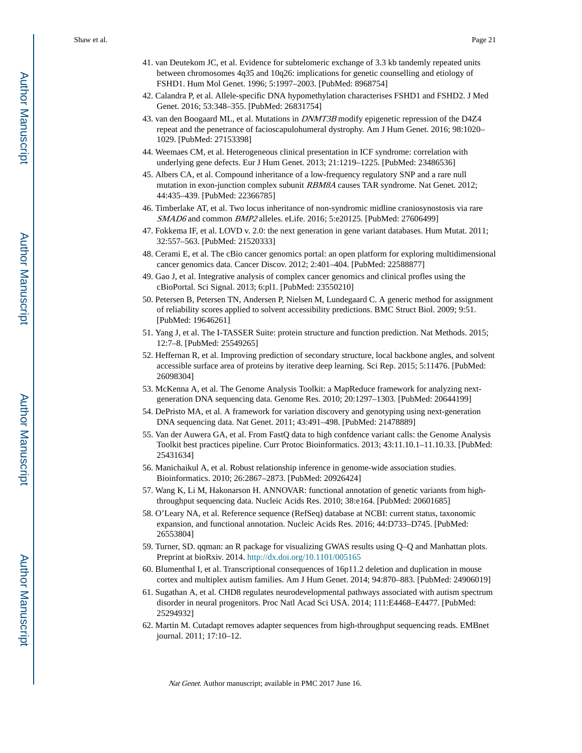41. van Deutekom JC, et al. Evidence for subtelomeric exchange of 3.3 kb tandemly repeated units between chromosomes 4q35 and 10q26: implications for genetic counselling and etiology of FSHD1. Hum Mol Genet. 1996; 5:1997–2003. [PubMed: 8968754]
42. Calandra P, et al. Allele-specific DNA hypomethylation characterises FSHD1 and FSHD2. J Med Genet. 2016; 53:348–355. [PubMed: 26831754]
43. van den Boogaard ML, et al. Mutations in *DNMT3B* modify epigenetic repression of the D4Z4 repeat and the penetrance of facioscapulohumeral dystrophy. Am J Hum Genet. 2016; 98:1020–1029. [PubMed: 27153398]
44. Weemaes CM, et al. Heterogeneous clinical presentation in ICF syndrome: correlation with underlying gene defects. Eur J Hum Genet. 2013; 21:1219–1225. [PubMed: 23486536]
45. Albers CA, et al. Compound inheritance of a low-frequency regulatory SNP and a rare null mutation in exon-junction complex subunit *RBM8A* causes TAR syndrome. Nat Genet. 2012; 44:435–439. [PubMed: 22366785]
46. Timberlake AT, et al. Two locus inheritance of non-syndromic midline craniosynostosis via rare *SMAD6* and common *BMP2* alleles. eLife. 2016; 5:e20125. [PubMed: 27606499]
47. Fokkema IF, et al. LOVD v. 2.0: the next generation in gene variant databases. Hum Mutat. 2011; 32:557–563. [PubMed: 21520333]
48. Cerami E, et al. The cBio cancer genomics portal: an open platform for exploring multidimensional cancer genomics data. Cancer Discov. 2012; 2:401–404. [PubMed: 22588877]
49. Gao J, et al. Integrative analysis of complex cancer genomics and clinical profles using the cBioPortal. Sci Signal. 2013; 6:pl1. [PubMed: 23550210]
50. Petersen B, Petersen TN, Andersen P, Nielsen M, Lundegaard C. A generic method for assignment of reliability scores applied to solvent accessibility predictions. BMC Struct Biol. 2009; 9:51. [PubMed: 19646261]
51. Yang J, et al. The I-TASSER Suite: protein structure and function prediction. Nat Methods. 2015; 12:7–8. [PubMed: 25549265]
52. Heffernan R, et al. Improving prediction of secondary structure, local backbone angles, and solvent accessible surface area of proteins by iterative deep learning. Sci Rep. 2015; 5:11476. [PubMed: 26098304]
53. McKenna A, et al. The Genome Analysis Toolkit: a MapReduce framework for analyzing next-generation DNA sequencing data. Genome Res. 2010; 20:1297–1303. [PubMed: 20644199]
54. DePristo MA, et al. A framework for variation discovery and genotyping using next-generation DNA sequencing data. Nat Genet. 2011; 43:491–498. [PubMed: 21478889]
55. Van der Auwera GA, et al. From FastQ data to high confdence variant calls: the Genome Analysis Toolkit best practices pipeline. Curr Protoc Bioinformatics. 2013; 43:11.10.1–11.10.33. [PubMed: 25431634]
56. Manichaikul A, et al. Robust relationship inference in genome-wide association studies. Bioinformatics. 2010; 26:2867–2873. [PubMed: 20926424]
57. Wang K, Li M, Hakonarson H. ANNOVAR: functional annotation of genetic variants from high-throughput sequencing data. Nucleic Acids Res. 2010; 38:e164. [PubMed: 20601685]
58. O'Leary NA, et al. Reference sequence (RefSeq) database at NCBI: current status, taxonomic expansion, and functional annotation. Nucleic Acids Res. 2016; 44:D733–D745. [PubMed: 26553804]
59. Turner, SD. qqman: an R package for visualizing GWAS results using Q–Q and Manhattan plots. Preprint at bioRxiv. 2014. http://dx.doi.org/10.1101/005165
60. Blumenthal I, et al. Transcriptional consequences of 16p11.2 deletion and duplication in mouse cortex and multiplex autism families. Am J Hum Genet. 2014; 94:870–883. [PubMed: 24906019]
61. Sugathan A, et al. CHD8 regulates neurodevelopmental pathways associated with autism spectrum disorder in neural progenitors. Proc Natl Acad Sci USA. 2014; 111:E4468–E4477. [PubMed: 25294932]
62. Martin M. Cutadapt removes adapter sequences from high-throughput sequencing reads. EMBnet journal. 2011; 17:10–12.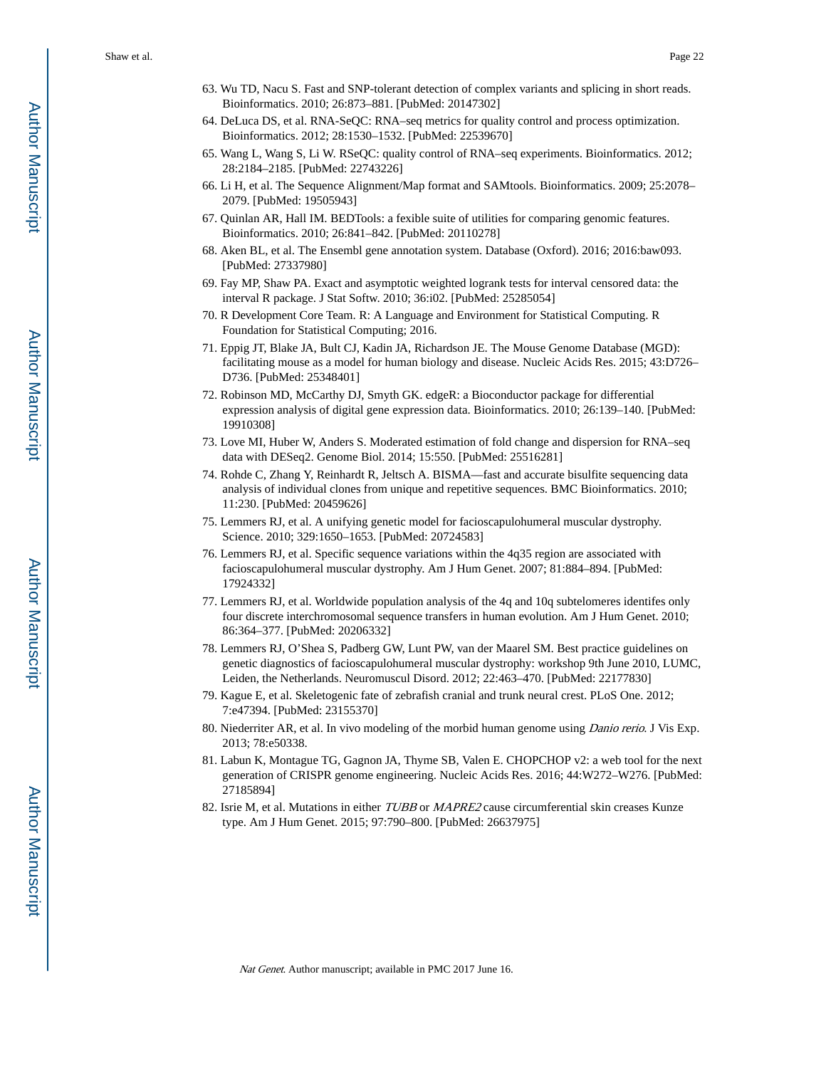63. Wu TD, Nacu S. Fast and SNP-tolerant detection of complex variants and splicing in short reads. Bioinformatics. 2010; 26:873–881. [PubMed: 20147302]
64. DeLuca DS, et al. RNA-SeQC: RNA–seq metrics for quality control and process optimization. Bioinformatics. 2012; 28:1530–1532. [PubMed: 22539670]
65. Wang L, Wang S, Li W. RSeQC: quality control of RNA–seq experiments. Bioinformatics. 2012; 28:2184–2185. [PubMed: 22743226]
66. Li H, et al. The Sequence Alignment/Map format and SAMtools. Bioinformatics. 2009; 25:2078–2079. [PubMed: 19505943]
67. Quinlan AR, Hall IM. BEDTools: a fexible suite of utilities for comparing genomic features. Bioinformatics. 2010; 26:841–842. [PubMed: 20110278]
68. Aken BL, et al. The Ensembl gene annotation system. Database (Oxford). 2016; 2016:baw093. [PubMed: 27337980]
69. Fay MP, Shaw PA. Exact and asymptotic weighted logrank tests for interval censored data: the interval R package. J Stat Softw. 2010; 36:i02. [PubMed: 25285054]
70. R Development Core Team. R: A Language and Environment for Statistical Computing. R Foundation for Statistical Computing; 2016.
71. Eppig JT, Blake JA, Bult CJ, Kadin JA, Richardson JE. The Mouse Genome Database (MGD): facilitating mouse as a model for human biology and disease. Nucleic Acids Res. 2015; 43:D726–D736. [PubMed: 25348401]
72. Robinson MD, McCarthy DJ, Smyth GK. edgeR: a Bioconductor package for differential expression analysis of digital gene expression data. Bioinformatics. 2010; 26:139–140. [PubMed: 19910308]
73. Love MI, Huber W, Anders S. Moderated estimation of fold change and dispersion for RNA–seq data with DESeq2. Genome Biol. 2014; 15:550. [PubMed: 25516281]
74. Rohde C, Zhang Y, Reinhardt R, Jeltsch A. BISMA—fast and accurate bisulfite sequencing data analysis of individual clones from unique and repetitive sequences. BMC Bioinformatics. 2010; 11:230. [PubMed: 20459626]
75. Lemmers RJ, et al. A unifying genetic model for facioscapulohumeral muscular dystrophy. Science. 2010; 329:1650–1653. [PubMed: 20724583]
76. Lemmers RJ, et al. Specific sequence variations within the 4q35 region are associated with facioscapulohumeral muscular dystrophy. Am J Hum Genet. 2007; 81:884–894. [PubMed: 17924332]
77. Lemmers RJ, et al. Worldwide population analysis of the 4q and 10q subtelomeres identifes only four discrete interchromosomal sequence transfers in human evolution. Am J Hum Genet. 2010; 86:364–377. [PubMed: 20206332]
78. Lemmers RJ, O'Shea S, Padberg GW, Lunt PW, van der Maarel SM. Best practice guidelines on genetic diagnostics of facioscapulohumeral muscular dystrophy: workshop 9th June 2010, LUMC, Leiden, the Netherlands. Neuromuscul Disord. 2012; 22:463–470. [PubMed: 22177830]
79. Kague E, et al. Skeletogenic fate of zebrafish cranial and trunk neural crest. PLoS One. 2012; 7:e47394. [PubMed: 23155370]
80. Niederriter AR, et al. In vivo modeling of the morbid human genome using *Danio rerio*. J Vis Exp. 2013; 78:e50338.
81. Labun K, Montague TG, Gagnon JA, Thyme SB, Valen E. CHOPCHOP v2: a web tool for the next generation of CRISPR genome engineering. Nucleic Acids Res. 2016; 44:W272–W276. [PubMed: 27185894]
82. Isrie M, et al. Mutations in either *TUBB* or *MAPRE2* cause circumferential skin creases Kunze type. Am J Hum Genet. 2015; 97:790–800. [PubMed: 26637975]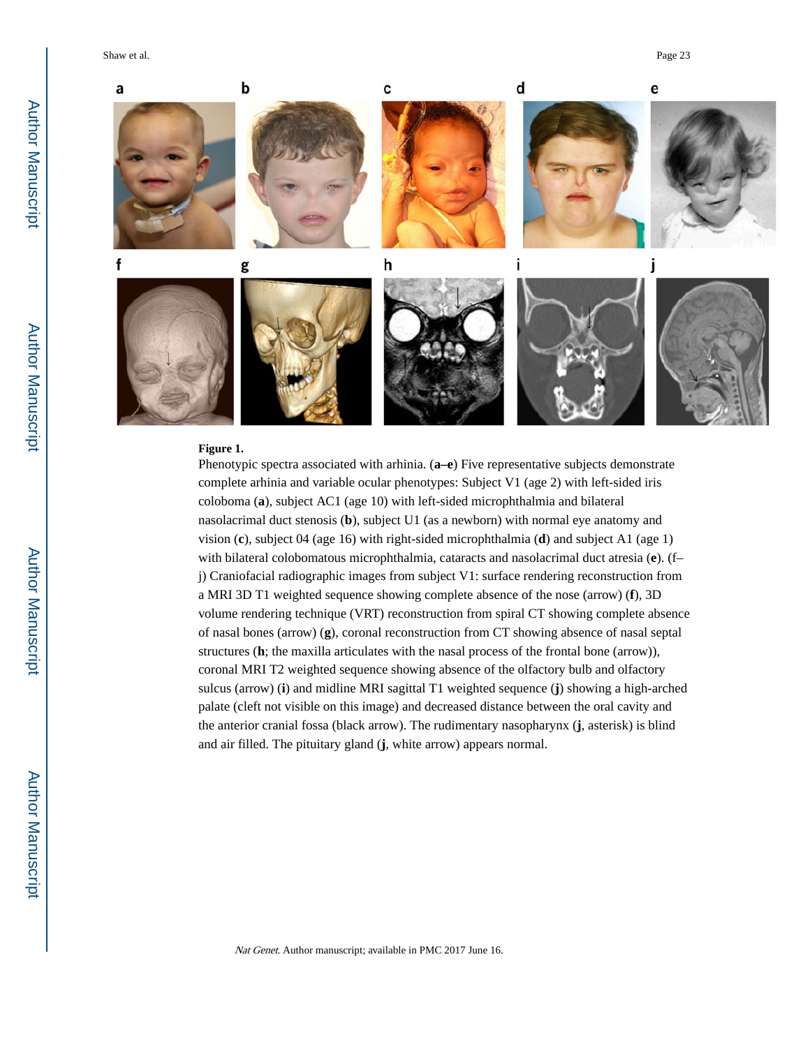**Figure 1.**

Phenotypic spectra associated with arhinia. (**a–e**) Five representative subjects demonstrate complete arhinia and variable ocular phenotypes: Subject V1 (age 2) with left-sided iris coloboma (**a**), subject AC1 (age 10) with left-sided microphthalmia and bilateral nasolacrimal duct stenosis (**b**), subject U1 (as a newborn) with normal eye anatomy and vision (**c**), subject 04 (age 16) with right-sided microphthalmia (**d**) and subject A1 (age 1) with bilateral colobomatous microphthalmia, cataracts and nasolacrimal duct atresia (**e**). (f–j) Craniofacial radiographic images from subject V1: surface rendering reconstruction from a MRI 3D T1 weighted sequence showing complete absence of the nose (arrow) (**f**), 3D volume rendering technique (VRT) reconstruction from spiral CT showing complete absence of nasal bones (arrow) (**g**), coronal reconstruction from CT showing absence of nasal septal structures (**h**; the maxilla articulates with the nasal process of the frontal bone (arrow)), coronal MRI T2 weighted sequence showing absence of the olfactory bulb and olfactory sulcus (arrow) (**i**) and midline MRI sagittal T1 weighted sequence (**j**) showing a high-arched palate (cleft not visible on this image) and decreased distance between the oral cavity and the anterior cranial fossa (black arrow). The rudimentary nasopharynx (**j**, asterisk) is blind and air filled. The pituitary gland (**j**, white arrow) appears normal.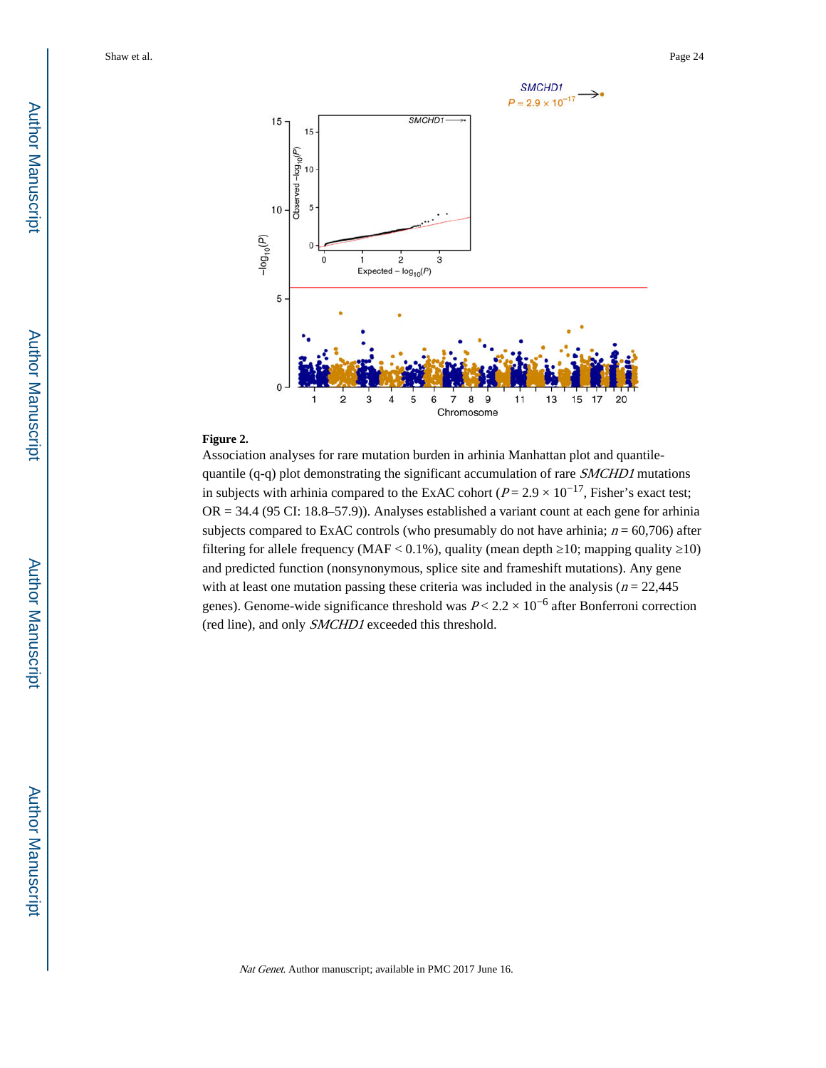**Figure 2.**

Association analyses for rare mutation burden in arhinia Manhattan plot and quantile-quantile (q-q) plot demonstrating the significant accumulation of rare *SMCHD1* mutations in subjects with arhinia compared to the ExAC cohort ($P = 2.9 \times 10^{-17}$, Fisher's exact test; OR = 34.4 (95 CI: 18.8–57.9)). Analyses established a variant count at each gene for arhinia subjects compared to ExAC controls (who presumably do not have arhinia; $n = 60{,}706$) after filtering for allele frequency (MAF < 0.1%), quality (mean depth ≥10; mapping quality ≥10) and predicted function (nonsynonymous, splice site and frameshift mutations). Any gene with at least one mutation passing these criteria was included in the analysis ($n = 22{,}445$ genes). Genome-wide significance threshold was $P < 2.2 \times 10^{-6}$ after Bonferroni correction (red line), and only *SMCHD1* exceeded this threshold.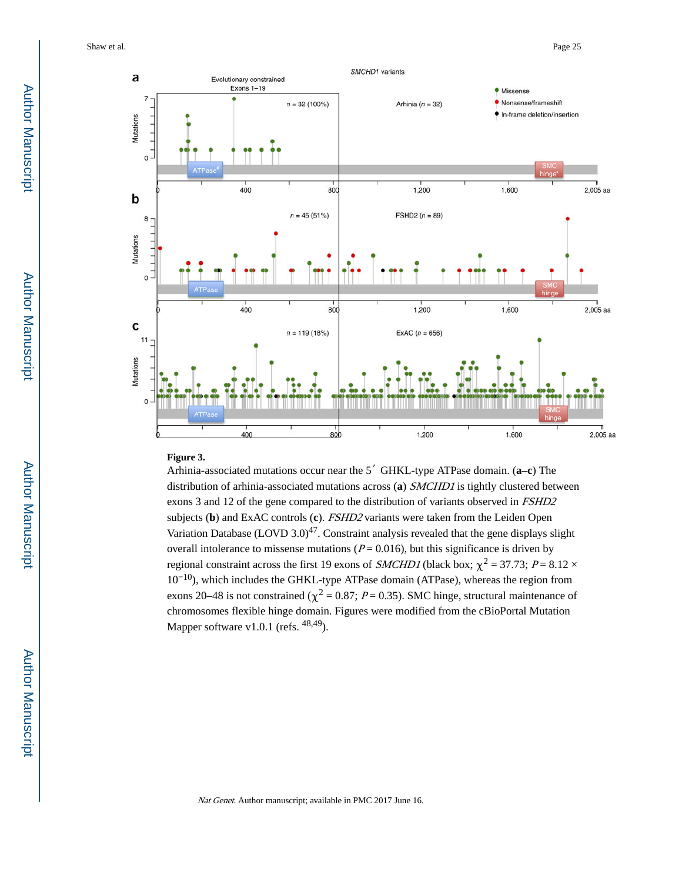**Figure 3.**

Arhinia-associated mutations occur near the 5′ GHKL-type ATPase domain. (**a–c**) The distribution of arhinia-associated mutations across (**a**) *SMCHD1* is tightly clustered between exons 3 and 12 of the gene compared to the distribution of variants observed in *FSHD2* subjects (**b**) and ExAC controls (**c**). *FSHD2* variants were taken from the Leiden Open Variation Database (LOVD 3.0)[47]. Constraint analysis revealed that the gene displays slight overall intolerance to missense mutations ($P = 0.016$), but this significance is driven by regional constraint across the first 19 exons of *SMCHD1* (black box; $\chi^2 = 37.73$; $P = 8.12 \times 10^{-10}$), which includes the GHKL-type ATPase domain (ATPase), whereas the region from exons 20–48 is not constrained ($\chi^2 = 0.87$; $P = 0.35$). SMC hinge, structural maintenance of chromosomes flexible hinge domain. Figures were modified from the cBioPortal Mutation Mapper software v1.0.1 (refs. [48,49]).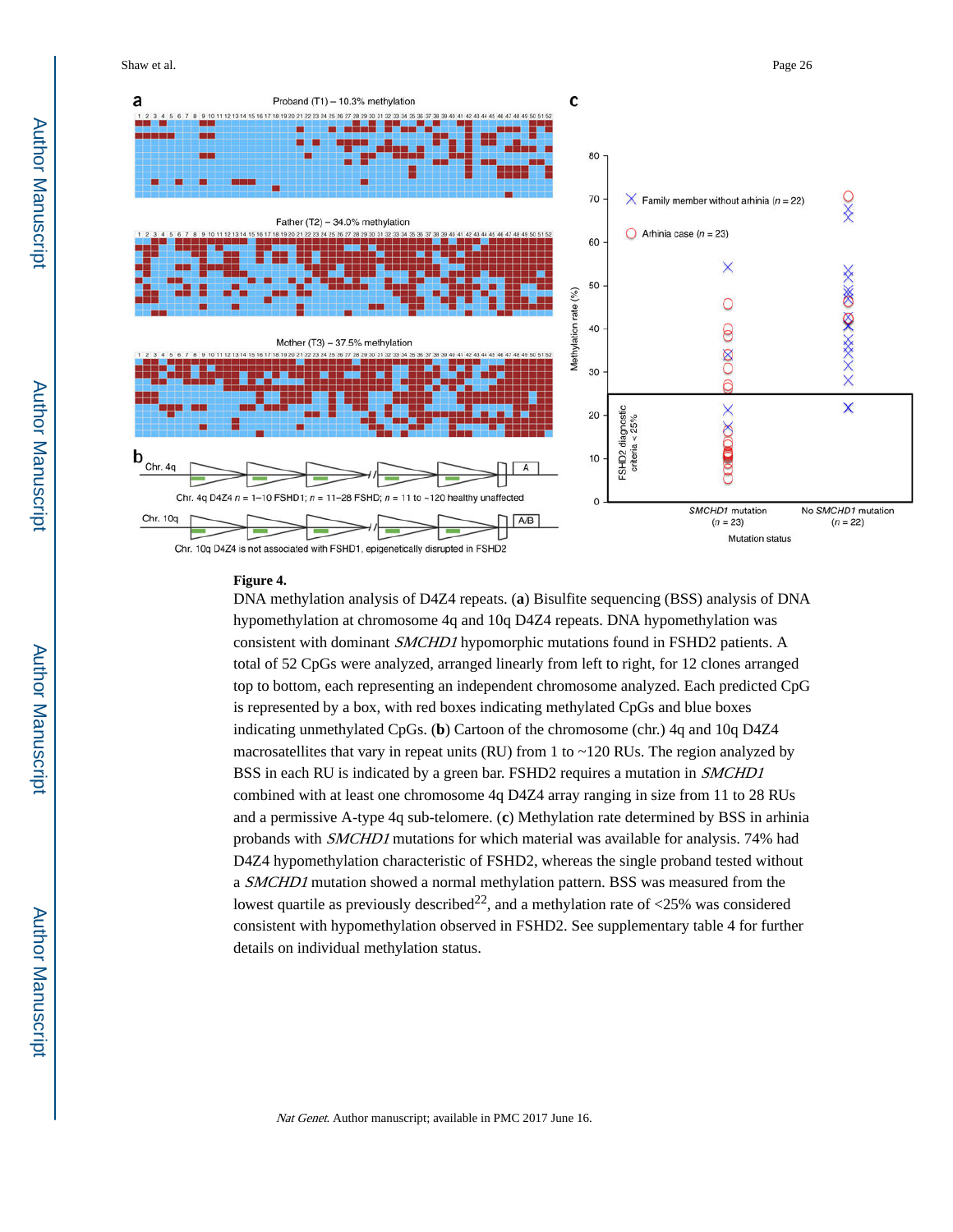**Figure 4.**

DNA methylation analysis of D4Z4 repeats. (**a**) Bisulfite sequencing (BSS) analysis of DNA hypomethylation at chromosome 4q and 10q D4Z4 repeats. DNA hypomethylation was consistent with dominant *SMCHD1* hypomorphic mutations found in FSHD2 patients. A total of 52 CpGs were analyzed, arranged linearly from left to right, for 12 clones arranged top to bottom, each representing an independent chromosome analyzed. Each predicted CpG is represented by a box, with red boxes indicating methylated CpGs and blue boxes indicating unmethylated CpGs. (**b**) Cartoon of the chromosome (chr.) 4q and 10q D4Z4 macrosatellites that vary in repeat units (RU) from 1 to ~120 RUs. The region analyzed by BSS in each RU is indicated by a green bar. FSHD2 requires a mutation in *SMCHD1* combined with at least one chromosome 4q D4Z4 array ranging in size from 11 to 28 RUs and a permissive A-type 4q sub-telomere. (**c**) Methylation rate determined by BSS in arhinia probands with *SMCHD1* mutations for which material was available for analysis. 74% had D4Z4 hypomethylation characteristic of FSHD2, whereas the single proband tested without a *SMCHD1* mutation showed a normal methylation pattern. BSS was measured from the lowest quartile as previously described[22], and a methylation rate of <25% was considered consistent with hypomethylation observed in FSHD2. See supplementary table 4 for further details on individual methylation status.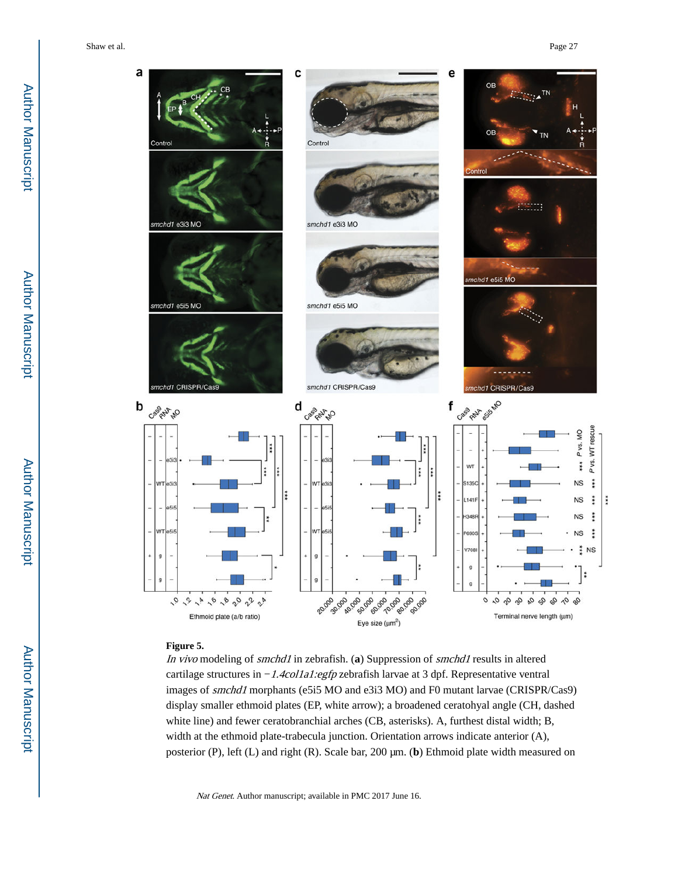**Figure 5.**

*In vivo* modeling of *smchd1* in zebrafish. (**a**) Suppression of *smchd1* results in altered cartilage structures in −*1.4col1a1:egfp* zebrafish larvae at 3 dpf. Representative ventral images of *smchd1* morphants (e5i5 MO and e3i3 MO) and F0 mutant larvae (CRISPR/Cas9) display smaller ethmoid plates (EP, white arrow); a broadened ceratohyal angle (CH, dashed white line) and fewer ceratobranchial arches (CB, asterisks). A, furthest distal width; B, width at the ethmoid plate-trabecula junction. Orientation arrows indicate anterior (A), posterior (P), left (L) and right (R). Scale bar, 200 μm. (**b**) Ethmoid plate width measured on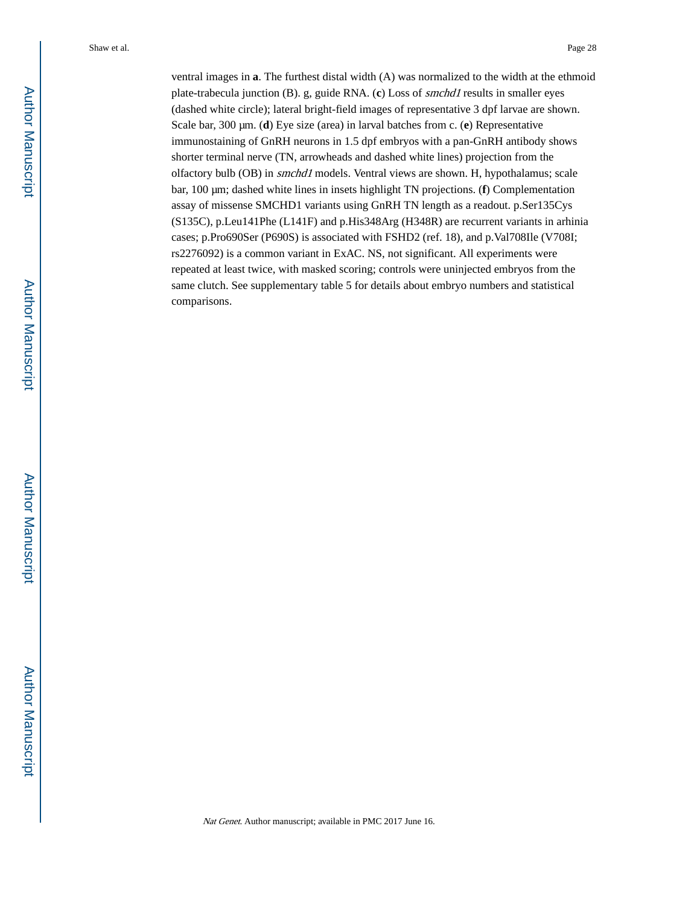ventral images in **a**. The furthest distal width (A) was normalized to the width at the ethmoid plate-trabecula junction (B). g, guide RNA. (**c**) Loss of *smchd1* results in smaller eyes (dashed white circle); lateral bright-field images of representative 3 dpf larvae are shown. Scale bar, 300 µm. (**d**) Eye size (area) in larval batches from c. (**e**) Representative immunostaining of GnRH neurons in 1.5 dpf embryos with a pan-GnRH antibody shows shorter terminal nerve (TN, arrowheads and dashed white lines) projection from the olfactory bulb (OB) in *smchd1* models. Ventral views are shown. H, hypothalamus; scale bar, 100 µm; dashed white lines in insets highlight TN projections. (**f**) Complementation assay of missense SMCHD1 variants using GnRH TN length as a readout. p.Ser135Cys (S135C), p.Leu141Phe (L141F) and p.His348Arg (H348R) are recurrent variants in arhinia cases; p.Pro690Ser (P690S) is associated with FSHD2 (ref. 18), and p.Val708Ile (V708I; rs2276092) is a common variant in ExAC. NS, not significant. All experiments were repeated at least twice, with masked scoring; controls were uninjected embryos from the same clutch. See supplementary table 5 for details about embryo numbers and statistical comparisons.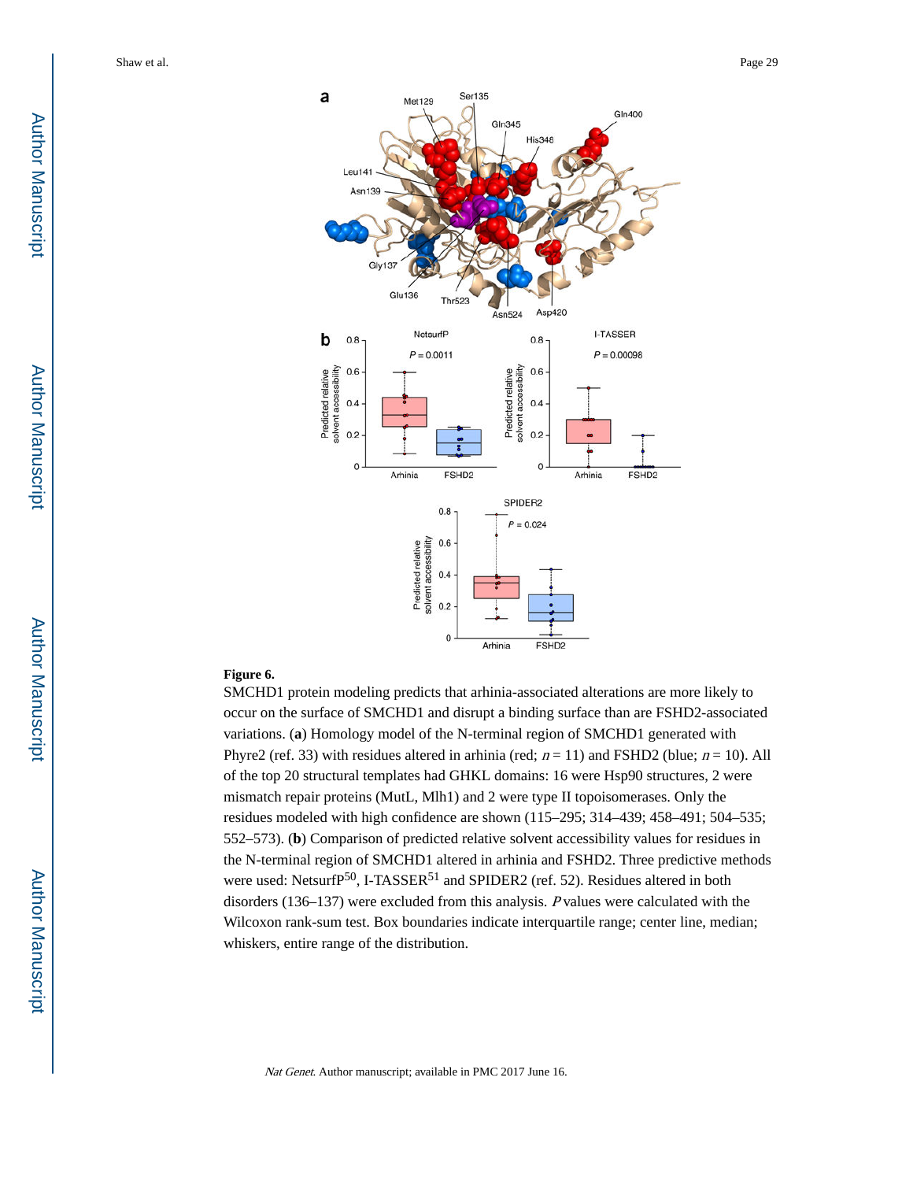**Figure 6.**

SMCHD1 protein modeling predicts that arhinia-associated alterations are more likely to occur on the surface of SMCHD1 and disrupt a binding surface than are FSHD2-associated variations. (**a**) Homology model of the N-terminal region of SMCHD1 generated with Phyre2 (ref. 33) with residues altered in arhinia (red; $n = 11$) and FSHD2 (blue; $n = 10$). All of the top 20 structural templates had GHKL domains: 16 were Hsp90 structures, 2 were mismatch repair proteins (MutL, Mlh1) and 2 were type II topoisomerases. Only the residues modeled with high confidence are shown (115–295; 314–439; 458–491; 504–535; 552–573). (**b**) Comparison of predicted relative solvent accessibility values for residues in the N-terminal region of SMCHD1 altered in arhinia and FSHD2. Three predictive methods were used: NetsurfP[50], I-TASSER[51] and SPIDER2 (ref. 52). Residues altered in both disorders (136–137) were excluded from this analysis. $P$ values were calculated with the Wilcoxon rank-sum test. Box boundaries indicate interquartile range; center line, median; whiskers, entire range of the distribution.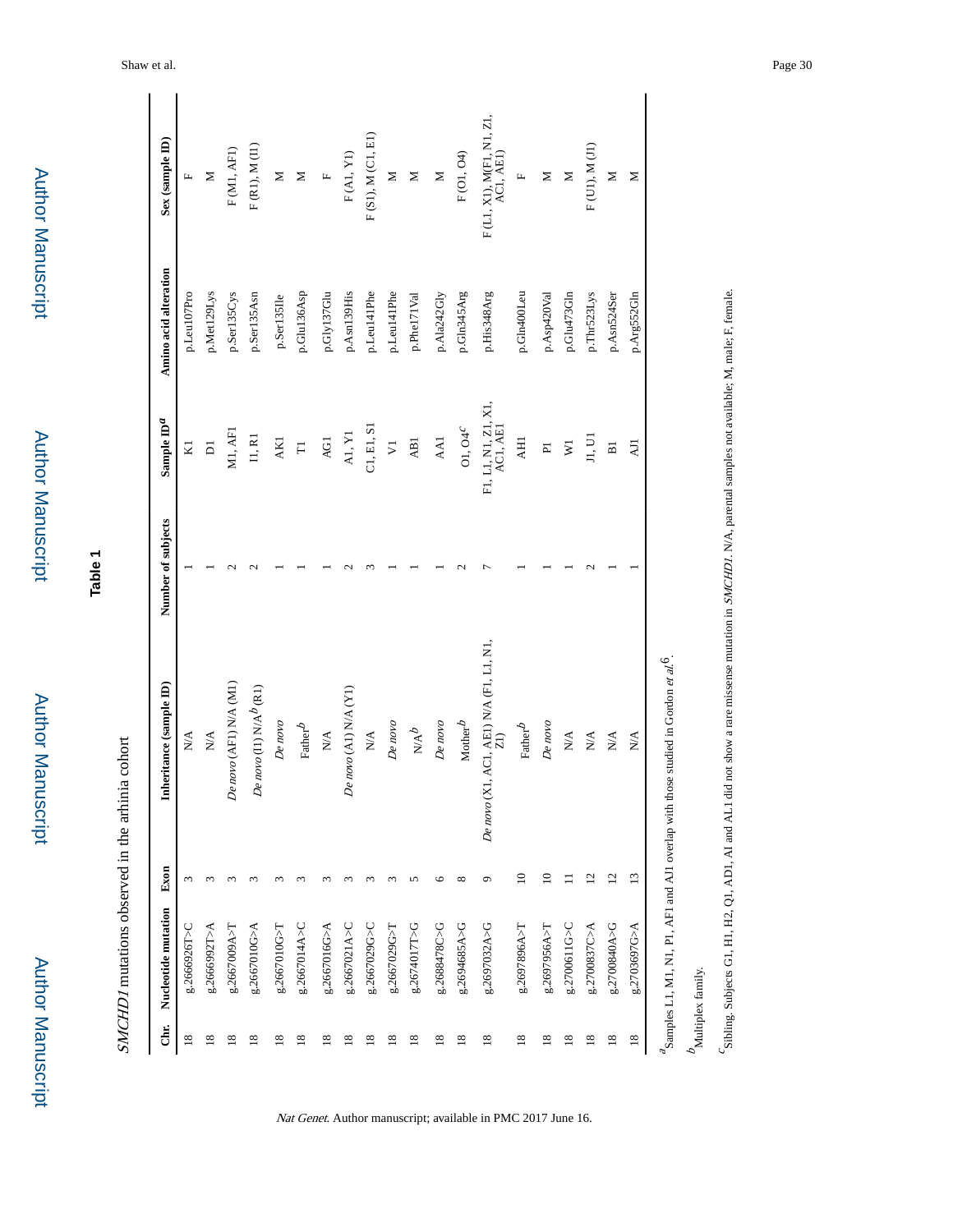## Table 1

*SMCHD1* mutations observed in the arhinia cohort

| Chr. | Nucleotide mutation | Exon | Inheritance (sample ID) | Number of subjects | Sample ID[a] | Amino acid alteration | Sex (sample ID) |
|---|---|---|---|---|---|---|---|
| 18 | g.2666926T>C | 3 | N/A | 1 | K1 | p.Leu107Pro | F |
| 18 | g.2666992T>A | 3 | N/A | 1 | D1 | p.Met129Lys | M |
| 18 | g.2667009A>T | 3 | *De novo* (AF1) N/A (M1) | 2 | M1, AF1 | p.Ser135Cys | F (M1, AF1) |
| 18 | g.2667010G>A | 3 | *De novo* (I1) N/A[b] (R1) | 2 | I1, R1 | p.Ser135Asn | F (R1), M (I1) |
| 18 | g.2667010G>T | 3 | *De novo* | 1 | AK1 | p.Ser135Ile | M |
| 18 | g.2667014A>C | 3 | Father[b] | 1 | T1 | p.Glu136Asp | M |
| 18 | g.2667016G>A | 3 | N/A | 1 | AG1 | p.Gly137Glu | F |
| 18 | g.2667021A>C | 3 | *De novo* (A1) N/A (Y1) | 2 | A1, Y1 | p.Asn139His | F (A1, Y1) |
| 18 | g.2667029G>C | 3 | N/A | 3 | C1, E1, S1 | p.Leu141Phe | F (S1), M (C1, E1) |
| 18 | g.2667029G>T | 3 | *De novo* | 1 | V1 | p.Leu141Phe | M |
| 18 | g.2674017T>G | 5 | N/A[b] | 1 | AB1 | p.Phe171Val | M |
| 18 | g.2688478C>G | 6 | *De novo* | 1 | AA1 | p.Ala242Gly | M |
| 18 | g.2694685A>G | 8 | Mother[b] | 2 | O1, O4[c] | p.Gln345Arg | F (O1, O4) |
| 18 | g.2697032A>G | 9 | *De novo* (X1, AC1, AE1) N/A (F1, L1, N1, Z1) | 7 | F1, L1, N1, Z1, X1, AC1, AE1 | p.His348Arg | F (L1, X1), M(F1, N1, Z1, AC1, AE1) |
| 18 | g.2697896A>T | 10 | Father[b] | 1 | AH1 | p.Gln400Leu | F |
| 18 | g.2697956A>T | 10 | *De novo* | 1 | P1 | p.Asp420Val | M |
| 18 | g.2700611G>C | 11 | N/A | 1 | W1 | p.Glu473Gln | M |
| 18 | g.2700837C>A | 12 | N/A | 2 | J1, U1 | p.Thr523Lys | F (U1), M (J1) |
| 18 | g.2700840A>G | 12 | N/A | 1 | B1 | p.Asn524Ser | M |
| 18 | g.2703697G>A | 13 | N/A | 1 | AJ1 | p.Arg552Gln | M |

[a] Samples L1, M1, N1, P1, AF1 and AJ1 overlap with those studied in Gordon *et al.*[6].

[b] Multiplex family.

[c] Sibling. Subjects G1, H1, H2, Q1, AD1, AI and AL1 did not show a rare missense mutation in *SMCHD1*. N/A, parental samples not available; M, male; F, female.